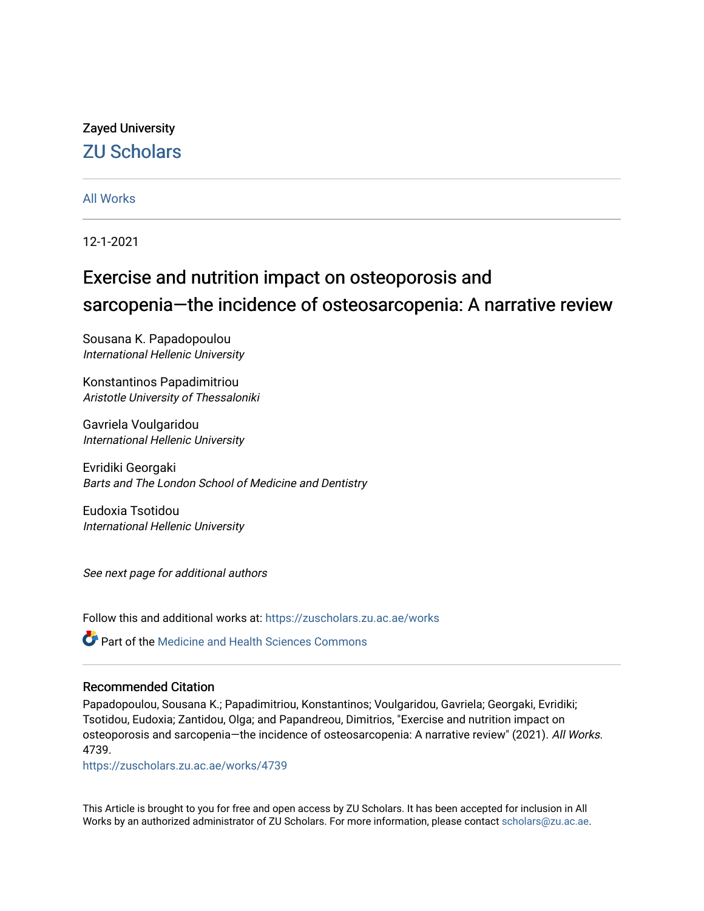Zayed University

# ZU Scholars

All Works

12-1-2021

# Exercise and nutrition impact on osteoporosis and sarcopenia—the incidence of osteosarcopenia: A narrative review

Sousana K. Papadopoulou
*International Hellenic University*

Konstantinos Papadimitriou
*Aristotle University of Thessaloniki*

Gavriela Voulgaridou
*International Hellenic University*

Evridiki Georgaki
*Barts and The London School of Medicine and Dentistry*

Eudoxia Tsotidou
*International Hellenic University*

*See next page for additional authors*

Follow this and additional works at: https://zuscholars.zu.ac.ae/works

Part of the Medicine and Health Sciences Commons

## Recommended Citation

Papadopoulou, Sousana K.; Papadimitriou, Konstantinos; Voulgaridou, Gavriela; Georgaki, Evridiki; Tsotidou, Eudoxia; Zantidou, Olga; and Papandreou, Dimitrios, "Exercise and nutrition impact on osteoporosis and sarcopenia—the incidence of osteosarcopenia: A narrative review" (2021). *All Works*. 4739.
https://zuscholars.zu.ac.ae/works/4739

This Article is brought to you for free and open access by ZU Scholars. It has been accepted for inclusion in All Works by an authorized administrator of ZU Scholars. For more information, please contact scholars@zu.ac.ae.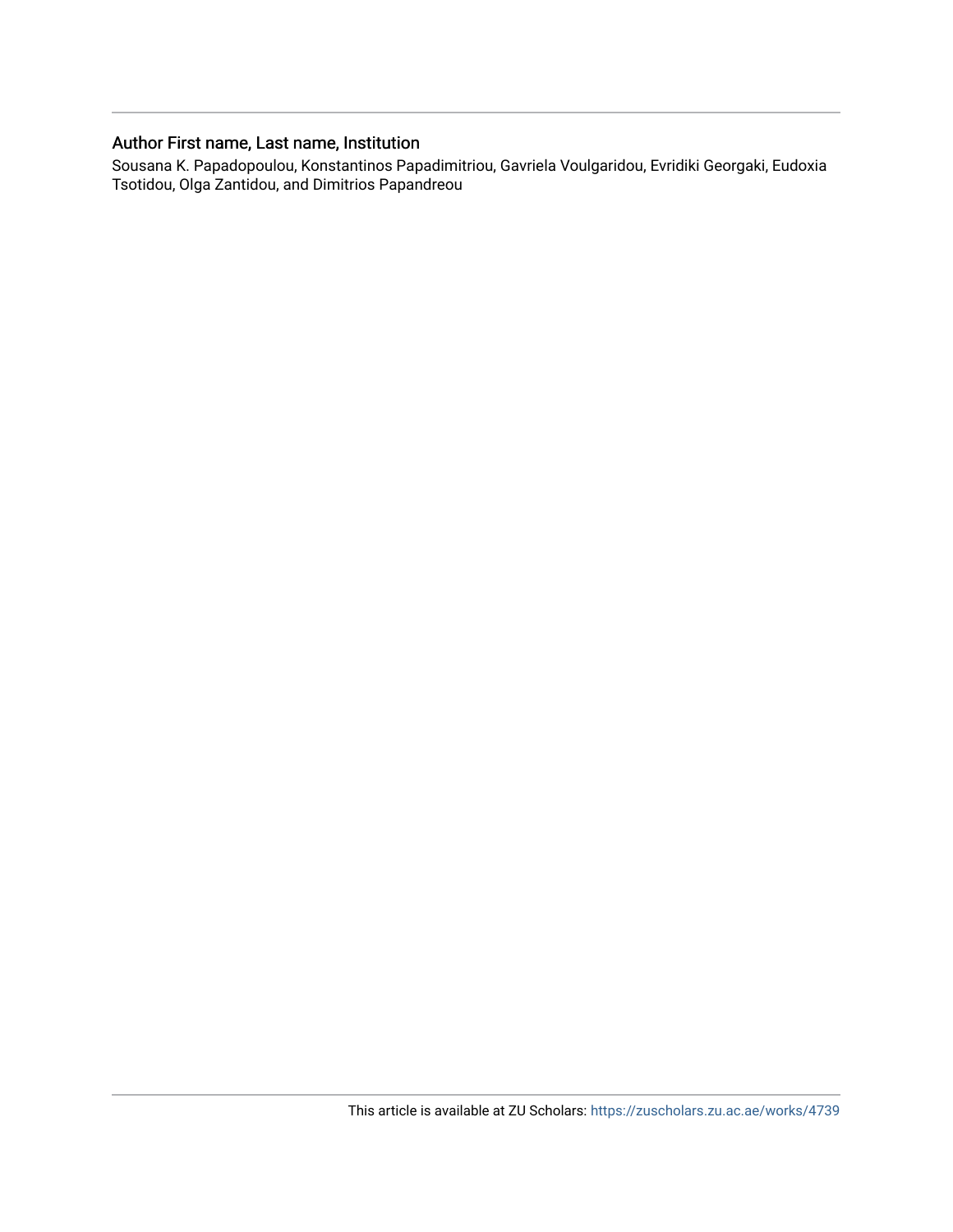## Author First name, Last name, Institution

Sousana K. Papadopoulou, Konstantinos Papadimitriou, Gavriela Voulgaridou, Evridiki Georgaki, Eudoxia Tsotidou, Olga Zantidou, and Dimitrios Papandreou

This article is available at ZU Scholars: https://zuscholars.zu.ac.ae/works/4739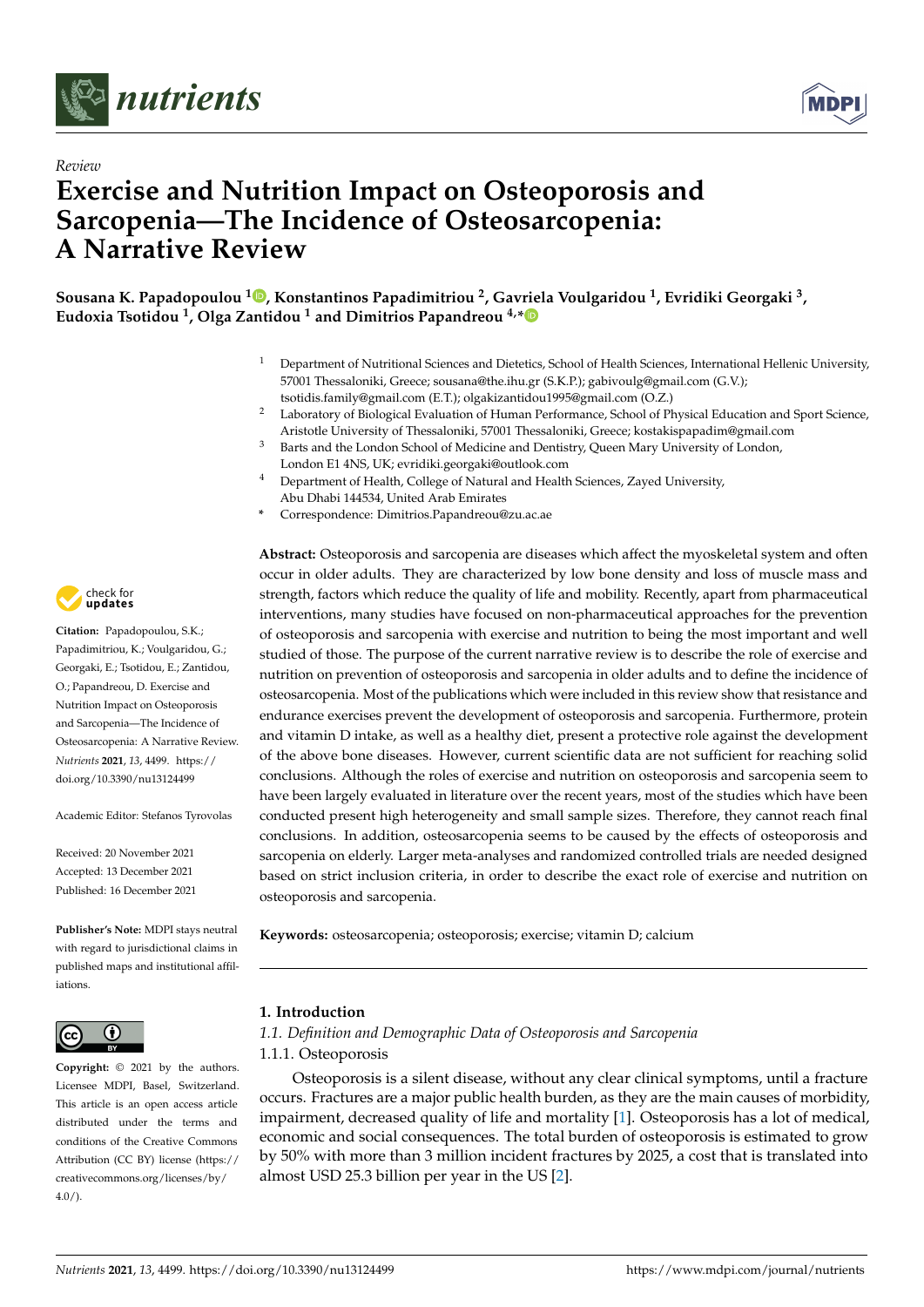# Exercise and Nutrition Impact on Osteoporosis and Sarcopenia—The Incidence of Osteosarcopenia: A Narrative Review

**Sousana K. Papadopoulou [1], Konstantinos Papadimitriou [2], Gavriela Voulgaridou [1], Evridiki Georgaki [3], Eudoxia Tsotidou [1], Olga Zantidou [1] and Dimitrios Papandreou [4,*]**

[1] Department of Nutritional Sciences and Dietetics, School of Health Sciences, International Hellenic University, 57001 Thessaloniki, Greece; sousana@the.ihu.gr (S.K.P.); gabivoulg@gmail.com (G.V.); tsotidis.family@gmail.com (E.T.); olgakizantidou1995@gmail.com (O.Z.)

[2] Laboratory of Biological Evaluation of Human Performance, School of Physical Education and Sport Science, Aristotle University of Thessaloniki, 57001 Thessaloniki, Greece; kostakispapadim@gmail.com

[3] Barts and the London School of Medicine and Dentistry, Queen Mary University of London, London E1 4NS, UK; evridiki.georgaki@outlook.com

[4] Department of Health, College of Natural and Health Sciences, Zayed University, Abu Dhabi 144534, United Arab Emirates

\* Correspondence: Dimitrios.Papandreou@zu.ac.ae

**Citation:** Papadopoulou, S.K.; Papadimitriou, K.; Voulgaridou, G.; Georgaki, E.; Tsotidou, E.; Zantidou, O.; Papandreou, D. Exercise and Nutrition Impact on Osteoporosis and Sarcopenia—The Incidence of Osteosarcopenia: A Narrative Review. *Nutrients* **2021**, *13*, 4499. https://doi.org/10.3390/nu13124499

Academic Editor: Stefanos Tyrovolas

Received: 20 November 2021
Accepted: 13 December 2021
Published: 16 December 2021

**Publisher's Note:** MDPI stays neutral with regard to jurisdictional claims in published maps and institutional affiliations.

**Copyright:** © 2021 by the authors. Licensee MDPI, Basel, Switzerland. This article is an open access article distributed under the terms and conditions of the Creative Commons Attribution (CC BY) license (https://creativecommons.org/licenses/by/4.0/).

**Abstract:** Osteoporosis and sarcopenia are diseases which affect the myoskeletal system and often occur in older adults. They are characterized by low bone density and loss of muscle mass and strength, factors which reduce the quality of life and mobility. Recently, apart from pharmaceutical interventions, many studies have focused on non-pharmaceutical approaches for the prevention of osteoporosis and sarcopenia with exercise and nutrition to being the most important and well studied of those. The purpose of the current narrative review is to describe the role of exercise and nutrition on prevention of osteoporosis and sarcopenia in older adults and to define the incidence of osteosarcopenia. Most of the publications which were included in this review show that resistance and endurance exercises prevent the development of osteoporosis and sarcopenia. Furthermore, protein and vitamin D intake, as well as a healthy diet, present a protective role against the development of the above bone diseases. However, current scientific data are not sufficient for reaching solid conclusions. Although the roles of exercise and nutrition on osteoporosis and sarcopenia seem to have been largely evaluated in literature over the recent years, most of the studies which have been conducted present high heterogeneity and small sample sizes. Therefore, they cannot reach final conclusions. In addition, osteosarcopenia seems to be caused by the effects of osteoporosis and sarcopenia on elderly. Larger meta-analyses and randomized controlled trials are needed designed based on strict inclusion criteria, in order to describe the exact role of exercise and nutrition on osteoporosis and sarcopenia.

**Keywords:** osteosarcopenia; osteoporosis; exercise; vitamin D; calcium

## 1. Introduction

### 1.1. Definition and Demographic Data of Osteoporosis and Sarcopenia

#### 1.1.1. Osteoporosis

Osteoporosis is a silent disease, without any clear clinical symptoms, until a fracture occurs. Fractures are a major public health burden, as they are the main causes of morbidity, impairment, decreased quality of life and mortality [1]. Osteoporosis has a lot of medical, economic and social consequences. The total burden of osteoporosis is estimated to grow by 50% with more than 3 million incident fractures by 2025, a cost that is translated into almost USD 25.3 billion per year in the US [2].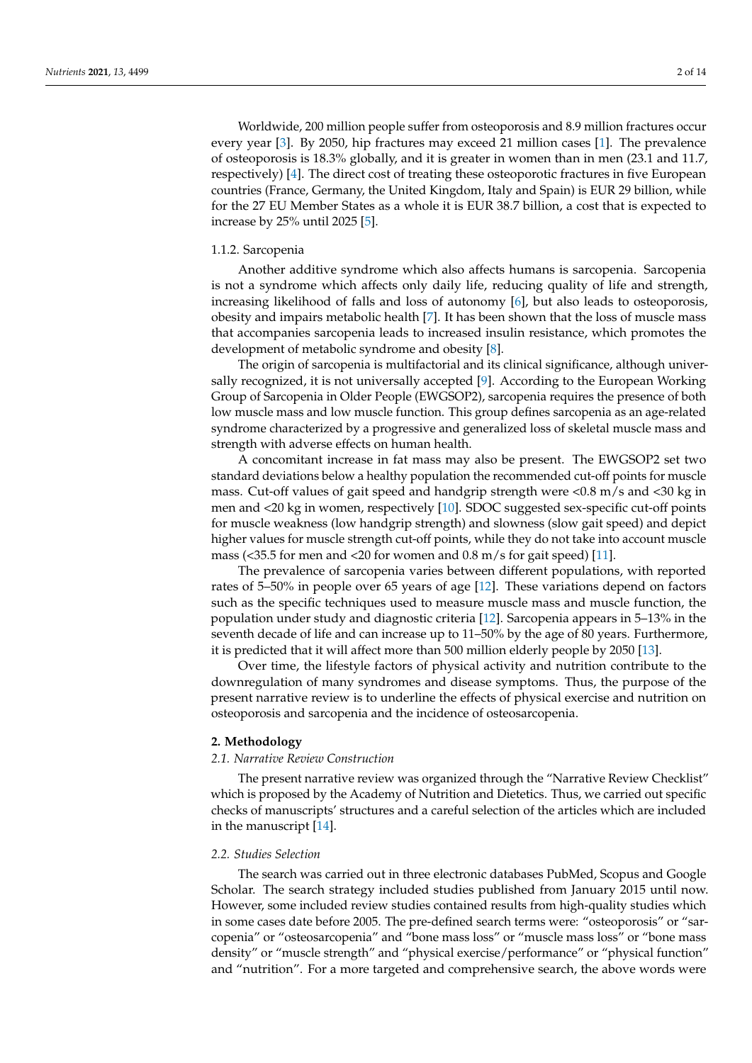Worldwide, 200 million people suffer from osteoporosis and 8.9 million fractures occur every year [3]. By 2050, hip fractures may exceed 21 million cases [1]. The prevalence of osteoporosis is 18.3% globally, and it is greater in women than in men (23.1 and 11.7, respectively) [4]. The direct cost of treating these osteoporotic fractures in five European countries (France, Germany, the United Kingdom, Italy and Spain) is EUR 29 billion, while for the 27 EU Member States as a whole it is EUR 38.7 billion, a cost that is expected to increase by 25% until 2025 [5].

#### 1.1.2. Sarcopenia

Another additive syndrome which also affects humans is sarcopenia. Sarcopenia is not a syndrome which affects only daily life, reducing quality of life and strength, increasing likelihood of falls and loss of autonomy [6], but also leads to osteoporosis, obesity and impairs metabolic health [7]. It has been shown that the loss of muscle mass that accompanies sarcopenia leads to increased insulin resistance, which promotes the development of metabolic syndrome and obesity [8].

The origin of sarcopenia is multifactorial and its clinical significance, although universally recognized, it is not universally accepted [9]. According to the European Working Group of Sarcopenia in Older People (EWGSOP2), sarcopenia requires the presence of both low muscle mass and low muscle function. This group defines sarcopenia as an age-related syndrome characterized by a progressive and generalized loss of skeletal muscle mass and strength with adverse effects on human health.

A concomitant increase in fat mass may also be present. The EWGSOP2 set two standard deviations below a healthy population the recommended cut-off points for muscle mass. Cut-off values of gait speed and handgrip strength were <0.8 m/s and <30 kg in men and <20 kg in women, respectively [10]. SDOC suggested sex-specific cut-off points for muscle weakness (low handgrip strength) and slowness (slow gait speed) and depict higher values for muscle strength cut-off points, while they do not take into account muscle mass (<35.5 for men and <20 for women and 0.8 m/s for gait speed) [11].

The prevalence of sarcopenia varies between different populations, with reported rates of 5–50% in people over 65 years of age [12]. These variations depend on factors such as the specific techniques used to measure muscle mass and muscle function, the population under study and diagnostic criteria [12]. Sarcopenia appears in 5–13% in the seventh decade of life and can increase up to 11–50% by the age of 80 years. Furthermore, it is predicted that it will affect more than 500 million elderly people by 2050 [13].

Over time, the lifestyle factors of physical activity and nutrition contribute to the downregulation of many syndromes and disease symptoms. Thus, the purpose of the present narrative review is to underline the effects of physical exercise and nutrition on osteoporosis and sarcopenia and the incidence of osteosarcopenia.

## 2. Methodology

### *2.1. Narrative Review Construction*

The present narrative review was organized through the "Narrative Review Checklist" which is proposed by the Academy of Nutrition and Dietetics. Thus, we carried out specific checks of manuscripts' structures and a careful selection of the articles which are included in the manuscript [14].

### *2.2. Studies Selection*

The search was carried out in three electronic databases PubMed, Scopus and Google Scholar. The search strategy included studies published from January 2015 until now. However, some included review studies contained results from high-quality studies which in some cases date before 2005. The pre-defined search terms were: "osteoporosis" or "sarcopenia" or "osteosarcopenia" and "bone mass loss" or "muscle mass loss" or "bone mass density" or "muscle strength" and "physical exercise/performance" or "physical function" and "nutrition". For a more targeted and comprehensive search, the above words were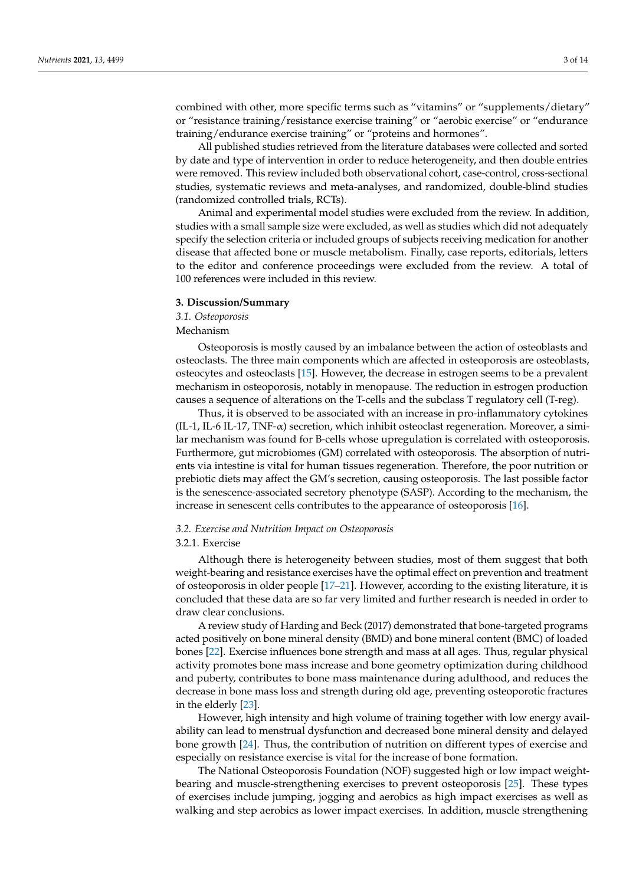combined with other, more specific terms such as "vitamins" or "supplements/dietary" or "resistance training/resistance exercise training" or "aerobic exercise" or "endurance training/endurance exercise training" or "proteins and hormones".

All published studies retrieved from the literature databases were collected and sorted by date and type of intervention in order to reduce heterogeneity, and then double entries were removed. This review included both observational cohort, case-control, cross-sectional studies, systematic reviews and meta-analyses, and randomized, double-blind studies (randomized controlled trials, RCTs).

Animal and experimental model studies were excluded from the review. In addition, studies with a small sample size were excluded, as well as studies which did not adequately specify the selection criteria or included groups of subjects receiving medication for another disease that affected bone or muscle metabolism. Finally, case reports, editorials, letters to the editor and conference proceedings were excluded from the review. A total of 100 references were included in this review.

## 3. Discussion/Summary

### *3.1. Osteoporosis*

Mechanism

Osteoporosis is mostly caused by an imbalance between the action of osteoblasts and osteoclasts. The three main components which are affected in osteoporosis are osteoblasts, osteocytes and osteoclasts [15]. However, the decrease in estrogen seems to be a prevalent mechanism in osteoporosis, notably in menopause. The reduction in estrogen production causes a sequence of alterations on the T-cells and the subclass T regulatory cell (T-reg).

Thus, it is observed to be associated with an increase in pro-inflammatory cytokines (IL-1, IL-6 IL-17, TNF-α) secretion, which inhibit osteoclast regeneration. Moreover, a similar mechanism was found for B-cells whose upregulation is correlated with osteoporosis. Furthermore, gut microbiomes (GM) correlated with osteoporosis. The absorption of nutrients via intestine is vital for human tissues regeneration. Therefore, the poor nutrition or prebiotic diets may affect the GM's secretion, causing osteoporosis. The last possible factor is the senescence-associated secretory phenotype (SASP). According to the mechanism, the increase in senescent cells contributes to the appearance of osteoporosis [16].

### *3.2. Exercise and Nutrition Impact on Osteoporosis*

#### 3.2.1. Exercise

Although there is heterogeneity between studies, most of them suggest that both weight-bearing and resistance exercises have the optimal effect on prevention and treatment of osteoporosis in older people [17–21]. However, according to the existing literature, it is concluded that these data are so far very limited and further research is needed in order to draw clear conclusions.

A review study of Harding and Beck (2017) demonstrated that bone-targeted programs acted positively on bone mineral density (BMD) and bone mineral content (BMC) of loaded bones [22]. Exercise influences bone strength and mass at all ages. Thus, regular physical activity promotes bone mass increase and bone geometry optimization during childhood and puberty, contributes to bone mass maintenance during adulthood, and reduces the decrease in bone mass loss and strength during old age, preventing osteoporotic fractures in the elderly [23].

However, high intensity and high volume of training together with low energy availability can lead to menstrual dysfunction and decreased bone mineral density and delayed bone growth [24]. Thus, the contribution of nutrition on different types of exercise and especially on resistance exercise is vital for the increase of bone formation.

The National Osteoporosis Foundation (NOF) suggested high or low impact weight-bearing and muscle-strengthening exercises to prevent osteoporosis [25]. These types of exercises include jumping, jogging and aerobics as high impact exercises as well as walking and step aerobics as lower impact exercises. In addition, muscle strengthening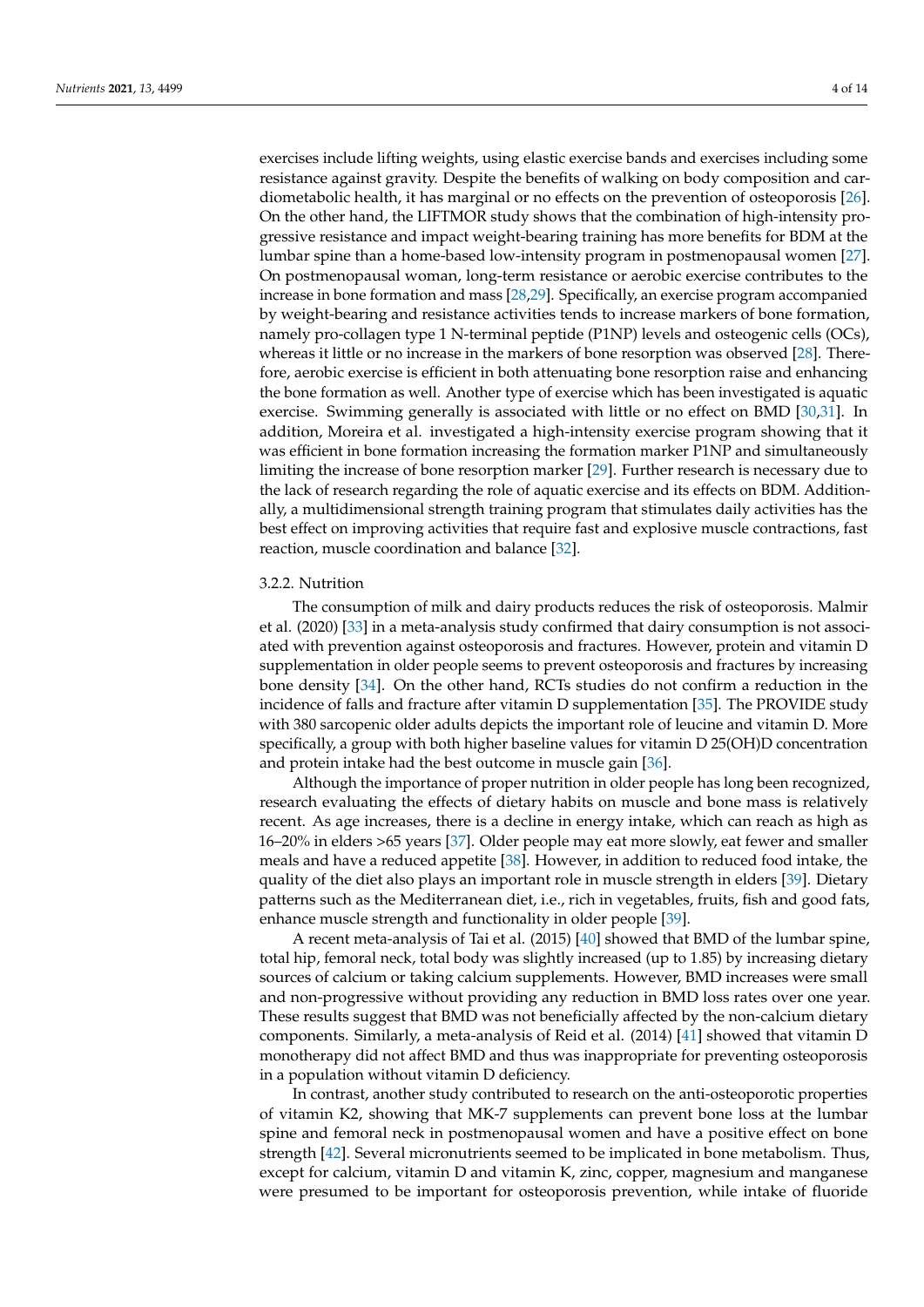exercises include lifting weights, using elastic exercise bands and exercises including some resistance against gravity. Despite the benefits of walking on body composition and cardiometabolic health, it has marginal or no effects on the prevention of osteoporosis [26]. On the other hand, the LIFTMOR study shows that the combination of high-intensity progressive resistance and impact weight-bearing training has more benefits for BDM at the lumbar spine than a home-based low-intensity program in postmenopausal women [27]. On postmenopausal woman, long-term resistance or aerobic exercise contributes to the increase in bone formation and mass [28,29]. Specifically, an exercise program accompanied by weight-bearing and resistance activities tends to increase markers of bone formation, namely pro-collagen type 1 N-terminal peptide (P1NP) levels and osteogenic cells (OCs), whereas it little or no increase in the markers of bone resorption was observed [28]. Therefore, aerobic exercise is efficient in both attenuating bone resorption raise and enhancing the bone formation as well. Another type of exercise which has been investigated is aquatic exercise. Swimming generally is associated with little or no effect on BMD [30,31]. In addition, Moreira et al. investigated a high-intensity exercise program showing that it was efficient in bone formation increasing the formation marker P1NP and simultaneously limiting the increase of bone resorption marker [29]. Further research is necessary due to the lack of research regarding the role of aquatic exercise and its effects on BDM. Additionally, a multidimensional strength training program that stimulates daily activities has the best effect on improving activities that require fast and explosive muscle contractions, fast reaction, muscle coordination and balance [32].

#### 3.2.2. Nutrition

The consumption of milk and dairy products reduces the risk of osteoporosis. Malmir et al. (2020) [33] in a meta-analysis study confirmed that dairy consumption is not associated with prevention against osteoporosis and fractures. However, protein and vitamin D supplementation in older people seems to prevent osteoporosis and fractures by increasing bone density [34]. On the other hand, RCTs studies do not confirm a reduction in the incidence of falls and fracture after vitamin D supplementation [35]. The PROVIDE study with 380 sarcopenic older adults depicts the important role of leucine and vitamin D. More specifically, a group with both higher baseline values for vitamin D 25(OH)D concentration and protein intake had the best outcome in muscle gain [36].

Although the importance of proper nutrition in older people has long been recognized, research evaluating the effects of dietary habits on muscle and bone mass is relatively recent. As age increases, there is a decline in energy intake, which can reach as high as 16–20% in elders >65 years [37]. Older people may eat more slowly, eat fewer and smaller meals and have a reduced appetite [38]. However, in addition to reduced food intake, the quality of the diet also plays an important role in muscle strength in elders [39]. Dietary patterns such as the Mediterranean diet, i.e., rich in vegetables, fruits, fish and good fats, enhance muscle strength and functionality in older people [39].

A recent meta-analysis of Tai et al. (2015) [40] showed that BMD of the lumbar spine, total hip, femoral neck, total body was slightly increased (up to 1.85) by increasing dietary sources of calcium or taking calcium supplements. However, BMD increases were small and non-progressive without providing any reduction in BMD loss rates over one year. These results suggest that BMD was not beneficially affected by the non-calcium dietary components. Similarly, a meta-analysis of Reid et al. (2014) [41] showed that vitamin D monotherapy did not affect BMD and thus was inappropriate for preventing osteoporosis in a population without vitamin D deficiency.

In contrast, another study contributed to research on the anti-osteoporotic properties of vitamin K2, showing that MK-7 supplements can prevent bone loss at the lumbar spine and femoral neck in postmenopausal women and have a positive effect on bone strength [42]. Several micronutrients seemed to be implicated in bone metabolism. Thus, except for calcium, vitamin D and vitamin K, zinc, copper, magnesium and manganese were presumed to be important for osteoporosis prevention, while intake of fluoride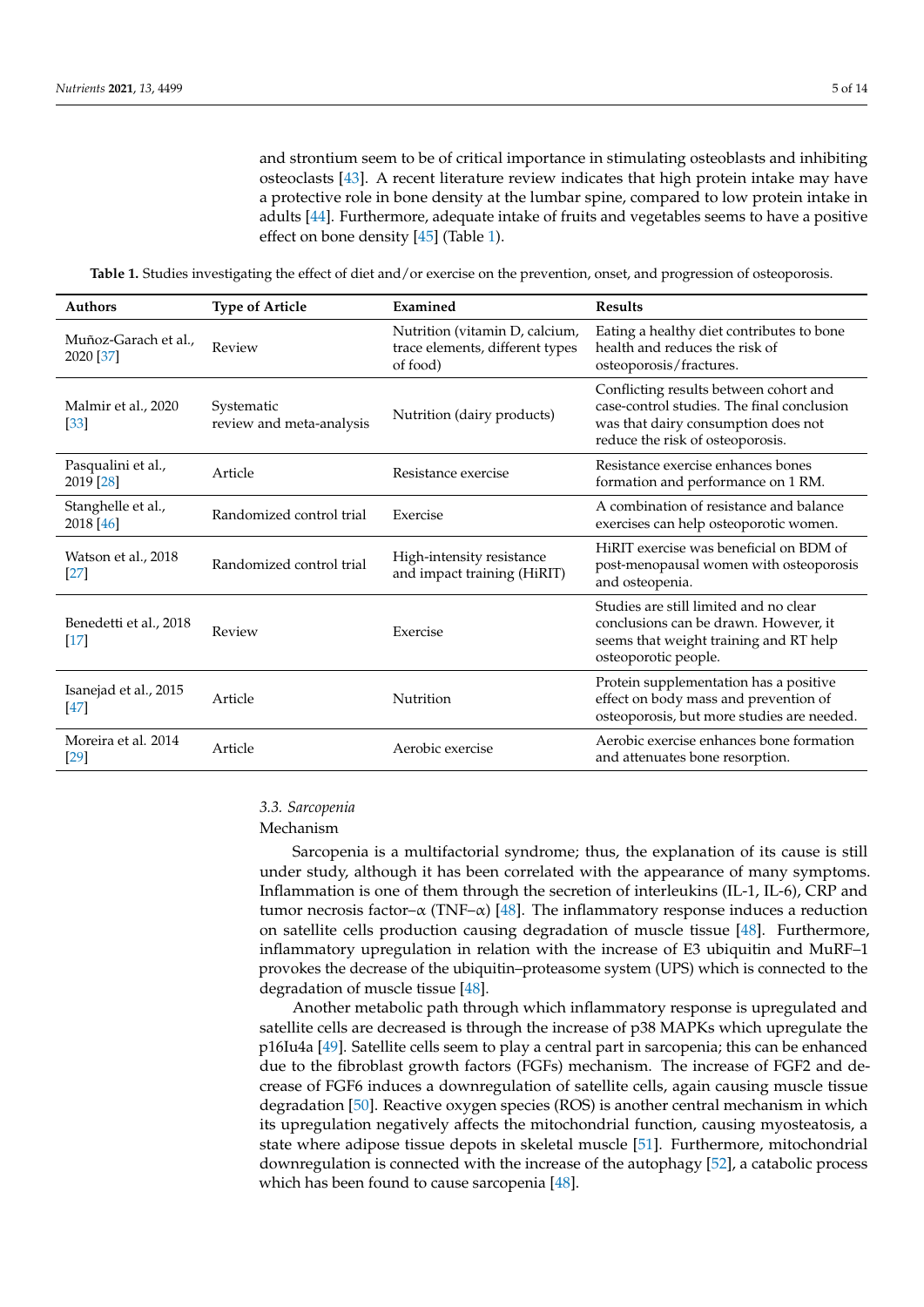and strontium seem to be of critical importance in stimulating osteoblasts and inhibiting osteoclasts [43]. A recent literature review indicates that high protein intake may have a protective role in bone density at the lumbar spine, compared to low protein intake in adults [44]. Furthermore, adequate intake of fruits and vegetables seems to have a positive effect on bone density [45] (Table 1).

**Table 1.** Studies investigating the effect of diet and/or exercise on the prevention, onset, and progression of osteoporosis.

| Authors | Type of Article | Examined | Results |
|---|---|---|---|
| Muñoz-Garach et al., 2020 [37] | Review | Nutrition (vitamin D, calcium, trace elements, different types of food) | Eating a healthy diet contributes to bone health and reduces the risk of osteoporosis/fractures. |
| Malmir et al., 2020 [33] | Systematic review and meta-analysis | Nutrition (dairy products) | Conflicting results between cohort and case-control studies. The final conclusion was that dairy consumption does not reduce the risk of osteoporosis. |
| Pasqualini et al., 2019 [28] | Article | Resistance exercise | Resistance exercise enhances bones formation and performance on 1 RM. |
| Stanghelle et al., 2018 [46] | Randomized control trial | Exercise | A combination of resistance and balance exercises can help osteoporotic women. |
| Watson et al., 2018 [27] | Randomized control trial | High-intensity resistance and impact training (HiRIT) | HiRIT exercise was beneficial on BDM of post-menopausal women with osteoporosis and osteopenia. |
| Benedetti et al., 2018 [17] | Review | Exercise | Studies are still limited and no clear conclusions can be drawn. However, it seems that weight training and RT help osteoporotic people. |
| Isanejad et al., 2015 [47] | Article | Nutrition | Protein supplementation has a positive effect on body mass and prevention of osteoporosis, but more studies are needed. |
| Moreira et al. 2014 [29] | Article | Aerobic exercise | Aerobic exercise enhances bone formation and attenuates bone resorption. |

### *3.3. Sarcopenia*

Mechanism

Sarcopenia is a multifactorial syndrome; thus, the explanation of its cause is still under study, although it has been correlated with the appearance of many symptoms. Inflammation is one of them through the secretion of interleukins (IL-1, IL-6), CRP and tumor necrosis factor–α (TNF–α) [48]. The inflammatory response induces a reduction on satellite cells production causing degradation of muscle tissue [48]. Furthermore, inflammatory upregulation in relation with the increase of E3 ubiquitin and MuRF–1 provokes the decrease of the ubiquitin–proteasome system (UPS) which is connected to the degradation of muscle tissue [48].

Another metabolic path through which inflammatory response is upregulated and satellite cells are decreased is through the increase of p38 MAPKs which upregulate the p16Iu4a [49]. Satellite cells seem to play a central part in sarcopenia; this can be enhanced due to the fibroblast growth factors (FGFs) mechanism. The increase of FGF2 and decrease of FGF6 induces a downregulation of satellite cells, again causing muscle tissue degradation [50]. Reactive oxygen species (ROS) is another central mechanism in which its upregulation negatively affects the mitochondrial function, causing myosteatosis, a state where adipose tissue depots in skeletal muscle [51]. Furthermore, mitochondrial downregulation is connected with the increase of the autophagy [52], a catabolic process which has been found to cause sarcopenia [48].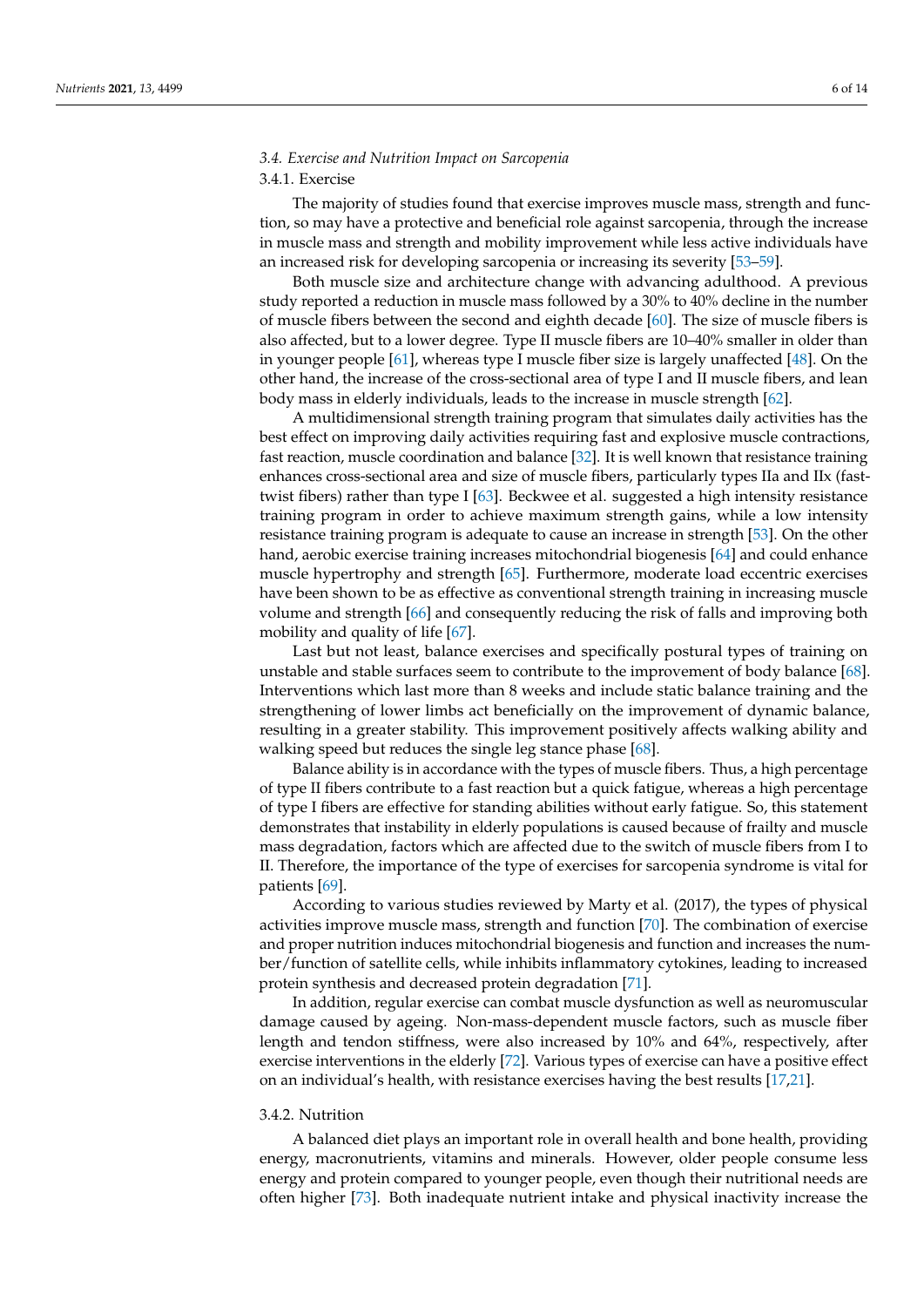### 3.4. Exercise and Nutrition Impact on Sarcopenia

#### 3.4.1. Exercise

The majority of studies found that exercise improves muscle mass, strength and function, so may have a protective and beneficial role against sarcopenia, through the increase in muscle mass and strength and mobility improvement while less active individuals have an increased risk for developing sarcopenia or increasing its severity [53–59].

Both muscle size and architecture change with advancing adulthood. A previous study reported a reduction in muscle mass followed by a 30% to 40% decline in the number of muscle fibers between the second and eighth decade [60]. The size of muscle fibers is also affected, but to a lower degree. Type II muscle fibers are 10–40% smaller in older than in younger people [61], whereas type I muscle fiber size is largely unaffected [48]. On the other hand, the increase of the cross-sectional area of type I and II muscle fibers, and lean body mass in elderly individuals, leads to the increase in muscle strength [62].

A multidimensional strength training program that simulates daily activities has the best effect on improving daily activities requiring fast and explosive muscle contractions, fast reaction, muscle coordination and balance [32]. It is well known that resistance training enhances cross-sectional area and size of muscle fibers, particularly types IIa and IIx (fast-twist fibers) rather than type I [63]. Beckwee et al. suggested a high intensity resistance training program in order to achieve maximum strength gains, while a low intensity resistance training program is adequate to cause an increase in strength [53]. On the other hand, aerobic exercise training increases mitochondrial biogenesis [64] and could enhance muscle hypertrophy and strength [65]. Furthermore, moderate load eccentric exercises have been shown to be as effective as conventional strength training in increasing muscle volume and strength [66] and consequently reducing the risk of falls and improving both mobility and quality of life [67].

Last but not least, balance exercises and specifically postural types of training on unstable and stable surfaces seem to contribute to the improvement of body balance [68]. Interventions which last more than 8 weeks and include static balance training and the strengthening of lower limbs act beneficially on the improvement of dynamic balance, resulting in a greater stability. This improvement positively affects walking ability and walking speed but reduces the single leg stance phase [68].

Balance ability is in accordance with the types of muscle fibers. Thus, a high percentage of type II fibers contribute to a fast reaction but a quick fatigue, whereas a high percentage of type I fibers are effective for standing abilities without early fatigue. So, this statement demonstrates that instability in elderly populations is caused because of frailty and muscle mass degradation, factors which are affected due to the switch of muscle fibers from I to II. Therefore, the importance of the type of exercises for sarcopenia syndrome is vital for patients [69].

According to various studies reviewed by Marty et al. (2017), the types of physical activities improve muscle mass, strength and function [70]. The combination of exercise and proper nutrition induces mitochondrial biogenesis and function and increases the number/function of satellite cells, while inhibits inflammatory cytokines, leading to increased protein synthesis and decreased protein degradation [71].

In addition, regular exercise can combat muscle dysfunction as well as neuromuscular damage caused by ageing. Non-mass-dependent muscle factors, such as muscle fiber length and tendon stiffness, were also increased by 10% and 64%, respectively, after exercise interventions in the elderly [72]. Various types of exercise can have a positive effect on an individual's health, with resistance exercises having the best results [17,21].

#### 3.4.2. Nutrition

A balanced diet plays an important role in overall health and bone health, providing energy, macronutrients, vitamins and minerals. However, older people consume less energy and protein compared to younger people, even though their nutritional needs are often higher [73]. Both inadequate nutrient intake and physical inactivity increase the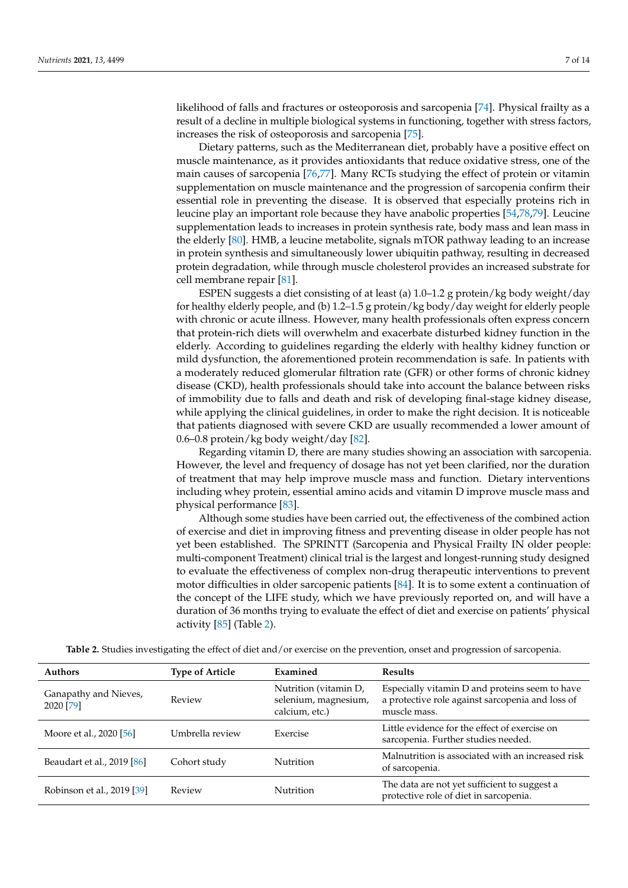likelihood of falls and fractures or osteoporosis and sarcopenia [74]. Physical frailty as a result of a decline in multiple biological systems in functioning, together with stress factors, increases the risk of osteoporosis and sarcopenia [75].

Dietary patterns, such as the Mediterranean diet, probably have a positive effect on muscle maintenance, as it provides antioxidants that reduce oxidative stress, one of the main causes of sarcopenia [76,77]. Many RCTs studying the effect of protein or vitamin supplementation on muscle maintenance and the progression of sarcopenia confirm their essential role in preventing the disease. It is observed that especially proteins rich in leucine play an important role because they have anabolic properties [54,78,79]. Leucine supplementation leads to increases in protein synthesis rate, body mass and lean mass in the elderly [80]. HMB, a leucine metabolite, signals mTOR pathway leading to an increase in protein synthesis and simultaneously lower ubiquitin pathway, resulting in decreased protein degradation, while through muscle cholesterol provides an increased substrate for cell membrane repair [81].

ESPEN suggests a diet consisting of at least (a) 1.0–1.2 g protein/kg body weight/day for healthy elderly people, and (b) 1.2–1.5 g protein/kg body/day weight for elderly people with chronic or acute illness. However, many health professionals often express concern that protein-rich diets will overwhelm and exacerbate disturbed kidney function in the elderly. According to guidelines regarding the elderly with healthy kidney function or mild dysfunction, the aforementioned protein recommendation is safe. In patients with a moderately reduced glomerular filtration rate (GFR) or other forms of chronic kidney disease (CKD), health professionals should take into account the balance between risks of immobility due to falls and death and risk of developing final-stage kidney disease, while applying the clinical guidelines, in order to make the right decision. It is noticeable that patients diagnosed with severe CKD are usually recommended a lower amount of 0.6–0.8 protein/kg body weight/day [82].

Regarding vitamin D, there are many studies showing an association with sarcopenia. However, the level and frequency of dosage has not yet been clarified, nor the duration of treatment that may help improve muscle mass and function. Dietary interventions including whey protein, essential amino acids and vitamin D improve muscle mass and physical performance [83].

Although some studies have been carried out, the effectiveness of the combined action of exercise and diet in improving fitness and preventing disease in older people has not yet been established. The SPRINTT (Sarcopenia and Physical Frailty IN older people: multi-component Treatment) clinical trial is the largest and longest-running study designed to evaluate the effectiveness of complex non-drug therapeutic interventions to prevent motor difficulties in older sarcopenic patients [84]. It is to some extent a continuation of the concept of the LIFE study, which we have previously reported on, and will have a duration of 36 months trying to evaluate the effect of diet and exercise on patients' physical activity [85] (Table 2).

**Table 2.** Studies investigating the effect of diet and/or exercise on the prevention, onset and progression of sarcopenia.

| Authors | Type of Article | Examined | Results |
|---|---|---|---|
| Ganapathy and Nieves, 2020 [79] | Review | Nutrition (vitamin D, selenium, magnesium, calcium, etc.) | Especially vitamin D and proteins seem to have a protective role against sarcopenia and loss of muscle mass. |
| Moore et al., 2020 [56] | Umbrella review | Exercise | Little evidence for the effect of exercise on sarcopenia. Further studies needed. |
| Beaudart et al., 2019 [86] | Cohort study | Nutrition | Malnutrition is associated with an increased risk of sarcopenia. |
| Robinson et al., 2019 [39] | Review | Nutrition | The data are not yet sufficient to suggest a protective role of diet in sarcopenia. |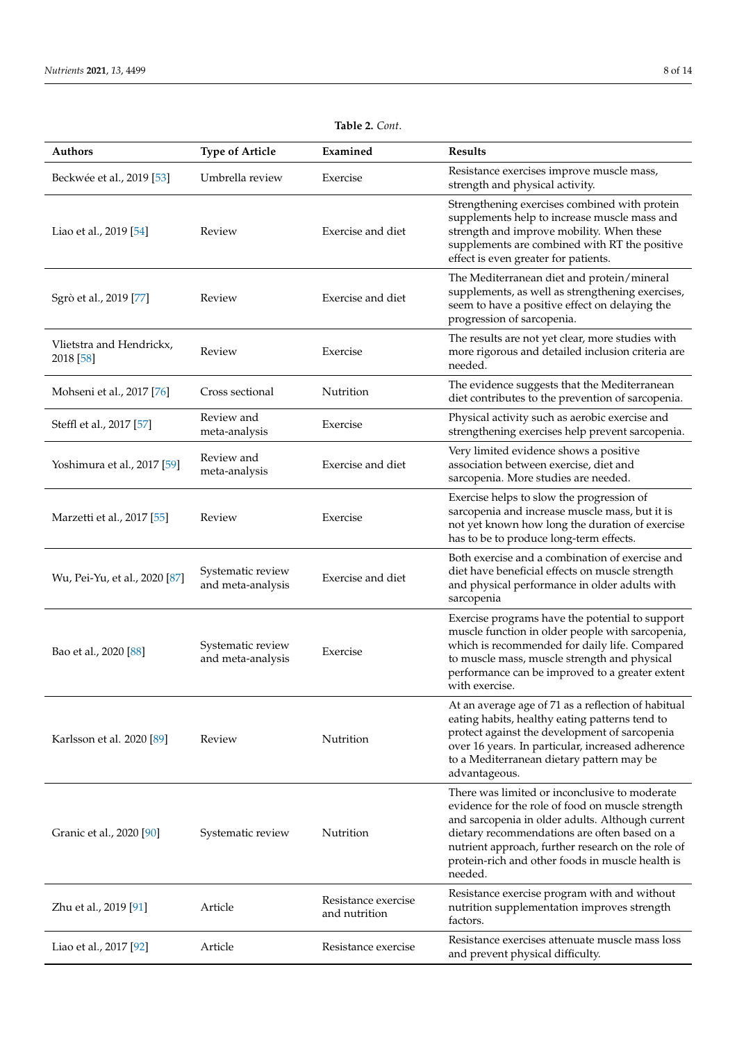**Table 2.** *Cont.*

| Authors | Type of Article | Examined | Results |
|---|---|---|---|
| Beckwée et al., 2019 [53] | Umbrella review | Exercise | Resistance exercises improve muscle mass, strength and physical activity. |
| Liao et al., 2019 [54] | Review | Exercise and diet | Strengthening exercises combined with protein supplements help to increase muscle mass and strength and improve mobility. When these supplements are combined with RT the positive effect is even greater for patients. |
| Sgrò et al., 2019 [77] | Review | Exercise and diet | The Mediterranean diet and protein/mineral supplements, as well as strengthening exercises, seem to have a positive effect on delaying the progression of sarcopenia. |
| Vlietstra and Hendrickx, 2018 [58] | Review | Exercise | The results are not yet clear, more studies with more rigorous and detailed inclusion criteria are needed. |
| Mohseni et al., 2017 [76] | Cross sectional | Nutrition | The evidence suggests that the Mediterranean diet contributes to the prevention of sarcopenia. |
| Steffl et al., 2017 [57] | Review and meta-analysis | Exercise | Physical activity such as aerobic exercise and strengthening exercises help prevent sarcopenia. |
| Yoshimura et al., 2017 [59] | Review and meta-analysis | Exercise and diet | Very limited evidence shows a positive association between exercise, diet and sarcopenia. More studies are needed. |
| Marzetti et al., 2017 [55] | Review | Exercise | Exercise helps to slow the progression of sarcopenia and increase muscle mass, but it is not yet known how long the duration of exercise has to be to produce long-term effects. |
| Wu, Pei-Yu, et al., 2020 [87] | Systematic review and meta-analysis | Exercise and diet | Both exercise and a combination of exercise and diet have beneficial effects on muscle strength and physical performance in older adults with sarcopenia |
| Bao et al., 2020 [88] | Systematic review and meta-analysis | Exercise | Exercise programs have the potential to support muscle function in older people with sarcopenia, which is recommended for daily life. Compared to muscle mass, muscle strength and physical performance can be improved to a greater extent with exercise. |
| Karlsson et al. 2020 [89] | Review | Nutrition | At an average age of 71 as a reflection of habitual eating habits, healthy eating patterns tend to protect against the development of sarcopenia over 16 years. In particular, increased adherence to a Mediterranean dietary pattern may be advantageous. |
| Granic et al., 2020 [90] | Systematic review | Nutrition | There was limited or inconclusive to moderate evidence for the role of food on muscle strength and sarcopenia in older adults. Although current dietary recommendations are often based on a nutrient approach, further research on the role of protein-rich and other foods in muscle health is needed. |
| Zhu et al., 2019 [91] | Article | Resistance exercise and nutrition | Resistance exercise program with and without nutrition supplementation improves strength factors. |
| Liao et al., 2017 [92] | Article | Resistance exercise | Resistance exercises attenuate muscle mass loss and prevent physical difficulty. |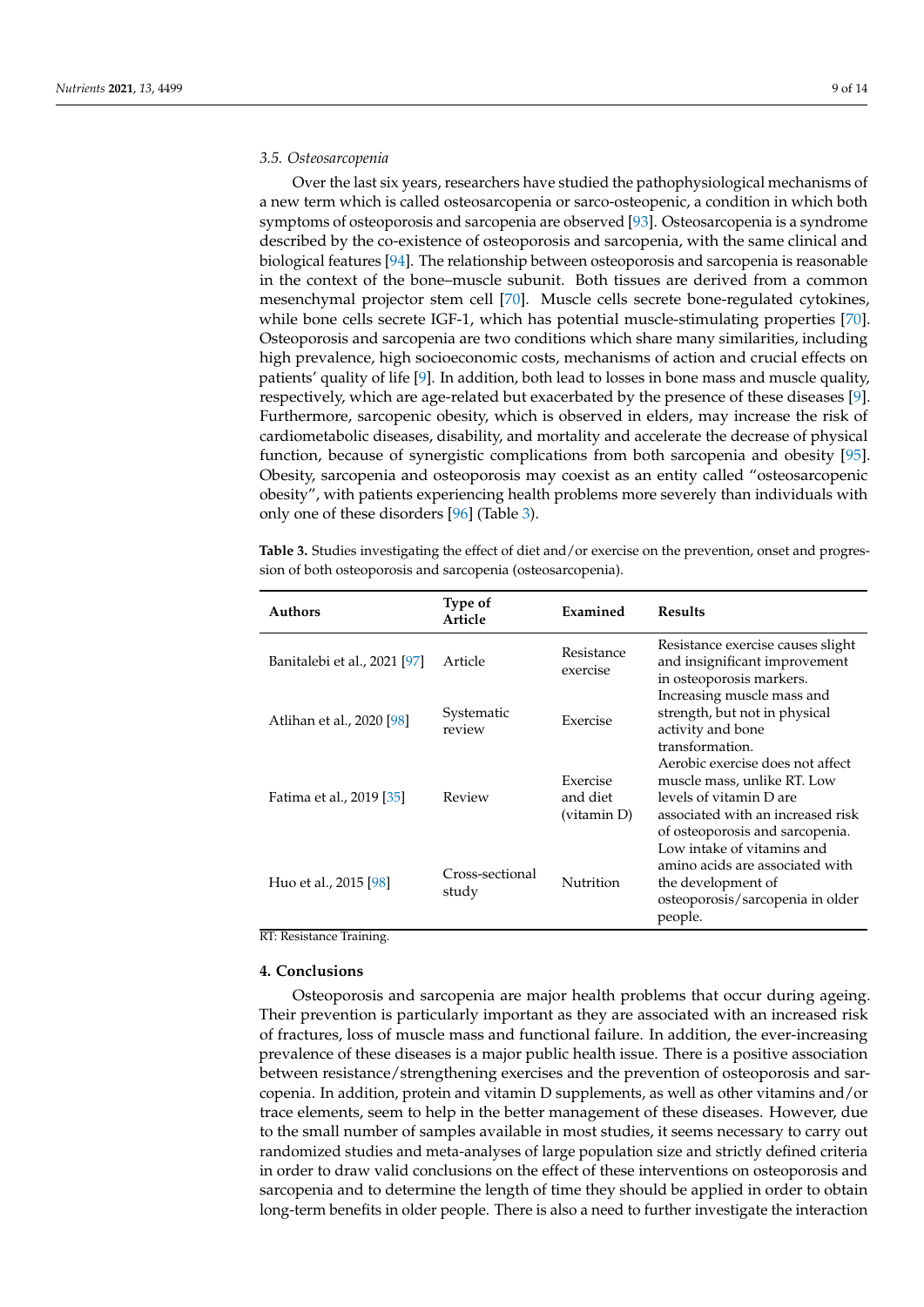### 3.5. Osteosarcopenia

Over the last six years, researchers have studied the pathophysiological mechanisms of a new term which is called osteosarcopenia or sarco-osteopenic, a condition in which both symptoms of osteoporosis and sarcopenia are observed [93]. Osteosarcopenia is a syndrome described by the co-existence of osteoporosis and sarcopenia, with the same clinical and biological features [94]. The relationship between osteoporosis and sarcopenia is reasonable in the context of the bone–muscle subunit. Both tissues are derived from a common mesenchymal projector stem cell [70]. Muscle cells secrete bone-regulated cytokines, while bone cells secrete IGF-1, which has potential muscle-stimulating properties [70]. Osteoporosis and sarcopenia are two conditions which share many similarities, including high prevalence, high socioeconomic costs, mechanisms of action and crucial effects on patients' quality of life [9]. In addition, both lead to losses in bone mass and muscle quality, respectively, which are age-related but exacerbated by the presence of these diseases [9]. Furthermore, sarcopenic obesity, which is observed in elders, may increase the risk of cardiometabolic diseases, disability, and mortality and accelerate the decrease of physical function, because of synergistic complications from both sarcopenia and obesity [95]. Obesity, sarcopenia and osteoporosis may coexist as an entity called "osteosarcopenic obesity", with patients experiencing health problems more severely than individuals with only one of these disorders [96] (Table 3).

**Table 3.** Studies investigating the effect of diet and/or exercise on the prevention, onset and progression of both osteoporosis and sarcopenia (osteosarcopenia).

| Authors | Type of Article | Examined | Results |
|---|---|---|---|
| Banitalebi et al., 2021 [97] | Article | Resistance exercise | Resistance exercise causes slight and insignificant improvement in osteoporosis markers. |
| Atlihan et al., 2020 [98] | Systematic review | Exercise | Increasing muscle mass and strength, but not in physical activity and bone transformation. |
| Fatima et al., 2019 [35] | Review | Exercise and diet (vitamin D) | Aerobic exercise does not affect muscle mass, unlike RT. Low levels of vitamin D are associated with an increased risk of osteoporosis and sarcopenia. |
| Huo et al., 2015 [98] | Cross-sectional study | Nutrition | Low intake of vitamins and amino acids are associated with the development of osteoporosis/sarcopenia in older people. |

RT: Resistance Training.

## 4. Conclusions

Osteoporosis and sarcopenia are major health problems that occur during ageing. Their prevention is particularly important as they are associated with an increased risk of fractures, loss of muscle mass and functional failure. In addition, the ever-increasing prevalence of these diseases is a major public health issue. There is a positive association between resistance/strengthening exercises and the prevention of osteoporosis and sarcopenia. In addition, protein and vitamin D supplements, as well as other vitamins and/or trace elements, seem to help in the better management of these diseases. However, due to the small number of samples available in most studies, it seems necessary to carry out randomized studies and meta-analyses of large population size and strictly defined criteria in order to draw valid conclusions on the effect of these interventions on osteoporosis and sarcopenia and to determine the length of time they should be applied in order to obtain long-term benefits in older people. There is also a need to further investigate the interaction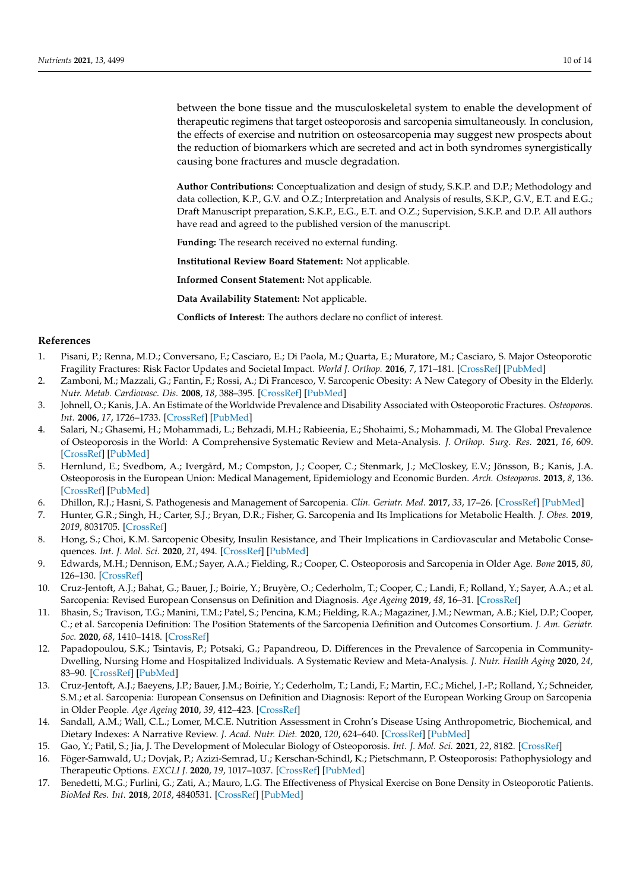between the bone tissue and the musculoskeletal system to enable the development of therapeutic regimens that target osteoporosis and sarcopenia simultaneously. In conclusion, the effects of exercise and nutrition on osteosarcopenia may suggest new prospects about the reduction of biomarkers which are secreted and act in both syndromes synergistically causing bone fractures and muscle degradation.

**Author Contributions:** Conceptualization and design of study, S.K.P. and D.P.; Methodology and data collection, K.P., G.V. and O.Z.; Interpretation and Analysis of results, S.K.P., G.V., E.T. and E.G.; Draft Manuscript preparation, S.K.P., E.G., E.T. and O.Z.; Supervision, S.K.P. and D.P. All authors have read and agreed to the published version of the manuscript.

**Funding:** The research received no external funding.

**Institutional Review Board Statement:** Not applicable.

**Informed Consent Statement:** Not applicable.

**Data Availability Statement:** Not applicable.

**Conflicts of Interest:** The authors declare no conflict of interest.

## References

1. Pisani, P.; Renna, M.D.; Conversano, F.; Casciaro, E.; Di Paola, M.; Quarta, E.; Muratore, M.; Casciaro, S. Major Osteoporotic Fragility Fractures: Risk Factor Updates and Societal Impact. *World J. Orthop.* **2016**, *7*, 171–181. [CrossRef] [PubMed]
2. Zamboni, M.; Mazzali, G.; Fantin, F.; Rossi, A.; Di Francesco, V. Sarcopenic Obesity: A New Category of Obesity in the Elderly. *Nutr. Metab. Cardiovasc. Dis.* **2008**, *18*, 388–395. [CrossRef] [PubMed]
3. Johnell, O.; Kanis, J.A. An Estimate of the Worldwide Prevalence and Disability Associated with Osteoporotic Fractures. *Osteoporos. Int.* **2006**, *17*, 1726–1733. [CrossRef] [PubMed]
4. Salari, N.; Ghasemi, H.; Mohammadi, L.; Behzadi, M.H.; Rabieenia, E.; Shohaimi, S.; Mohammadi, M. The Global Prevalence of Osteoporosis in the World: A Comprehensive Systematic Review and Meta-Analysis. *J. Orthop. Surg. Res.* **2021**, *16*, 609. [CrossRef] [PubMed]
5. Hernlund, E.; Svedbom, A.; Ivergård, M.; Compston, J.; Cooper, C.; Stenmark, J.; McCloskey, E.V.; Jönsson, B.; Kanis, J.A. Osteoporosis in the European Union: Medical Management, Epidemiology and Economic Burden. *Arch. Osteoporos.* **2013**, *8*, 136. [CrossRef] [PubMed]
6. Dhillon, R.J.; Hasni, S. Pathogenesis and Management of Sarcopenia. *Clin. Geriatr. Med.* **2017**, *33*, 17–26. [CrossRef] [PubMed]
7. Hunter, G.R.; Singh, H.; Carter, S.J.; Bryan, D.R.; Fisher, G. Sarcopenia and Its Implications for Metabolic Health. *J. Obes.* **2019**, *2019*, 8031705. [CrossRef]
8. Hong, S.; Choi, K.M. Sarcopenic Obesity, Insulin Resistance, and Their Implications in Cardiovascular and Metabolic Consequences. *Int. J. Mol. Sci.* **2020**, *21*, 494. [CrossRef] [PubMed]
9. Edwards, M.H.; Dennison, E.M.; Sayer, A.A.; Fielding, R.; Cooper, C. Osteoporosis and Sarcopenia in Older Age. *Bone* **2015**, *80*, 126–130. [CrossRef]
10. Cruz-Jentoft, A.J.; Bahat, G.; Bauer, J.; Boirie, Y.; Bruyère, O.; Cederholm, T.; Cooper, C.; Landi, F.; Rolland, Y.; Sayer, A.A.; et al. Sarcopenia: Revised European Consensus on Definition and Diagnosis. *Age Ageing* **2019**, *48*, 16–31. [CrossRef]
11. Bhasin, S.; Travison, T.G.; Manini, T.M.; Patel, S.; Pencina, K.M.; Fielding, R.A.; Magaziner, J.M.; Newman, A.B.; Kiel, D.P.; Cooper, C.; et al. Sarcopenia Definition: The Position Statements of the Sarcopenia Definition and Outcomes Consortium. *J. Am. Geriatr. Soc.* **2020**, *68*, 1410–1418. [CrossRef]
12. Papadopoulou, S.K.; Tsintavis, P.; Potsaki, G.; Papandreou, D. Differences in the Prevalence of Sarcopenia in Community-Dwelling, Nursing Home and Hospitalized Individuals. A Systematic Review and Meta-Analysis. *J. Nutr. Health Aging* **2020**, *24*, 83–90. [CrossRef] [PubMed]
13. Cruz-Jentoft, A.J.; Baeyens, J.P.; Bauer, J.M.; Boirie, Y.; Cederholm, T.; Landi, F.; Martin, F.C.; Michel, J.-P.; Rolland, Y.; Schneider, S.M.; et al. Sarcopenia: European Consensus on Definition and Diagnosis: Report of the European Working Group on Sarcopenia in Older People. *Age Ageing* **2010**, *39*, 412–423. [CrossRef]
14. Sandall, A.M.; Wall, C.L.; Lomer, M.C.E. Nutrition Assessment in Crohn's Disease Using Anthropometric, Biochemical, and Dietary Indexes: A Narrative Review. *J. Acad. Nutr. Diet.* **2020**, *120*, 624–640. [CrossRef] [PubMed]
15. Gao, Y.; Patil, S.; Jia, J. The Development of Molecular Biology of Osteoporosis. *Int. J. Mol. Sci.* **2021**, *22*, 8182. [CrossRef]
16. Föger-Samwald, U.; Dovjak, P.; Azizi-Semrad, U.; Kerschan-Schindl, K.; Pietschmann, P. Osteoporosis: Pathophysiology and Therapeutic Options. *EXCLI J.* **2020**, *19*, 1017–1037. [CrossRef] [PubMed]
17. Benedetti, M.G.; Furlini, G.; Zati, A.; Mauro, L.G. The Effectiveness of Physical Exercise on Bone Density in Osteoporotic Patients. *BioMed Res. Int.* **2018**, *2018*, 4840531. [CrossRef] [PubMed]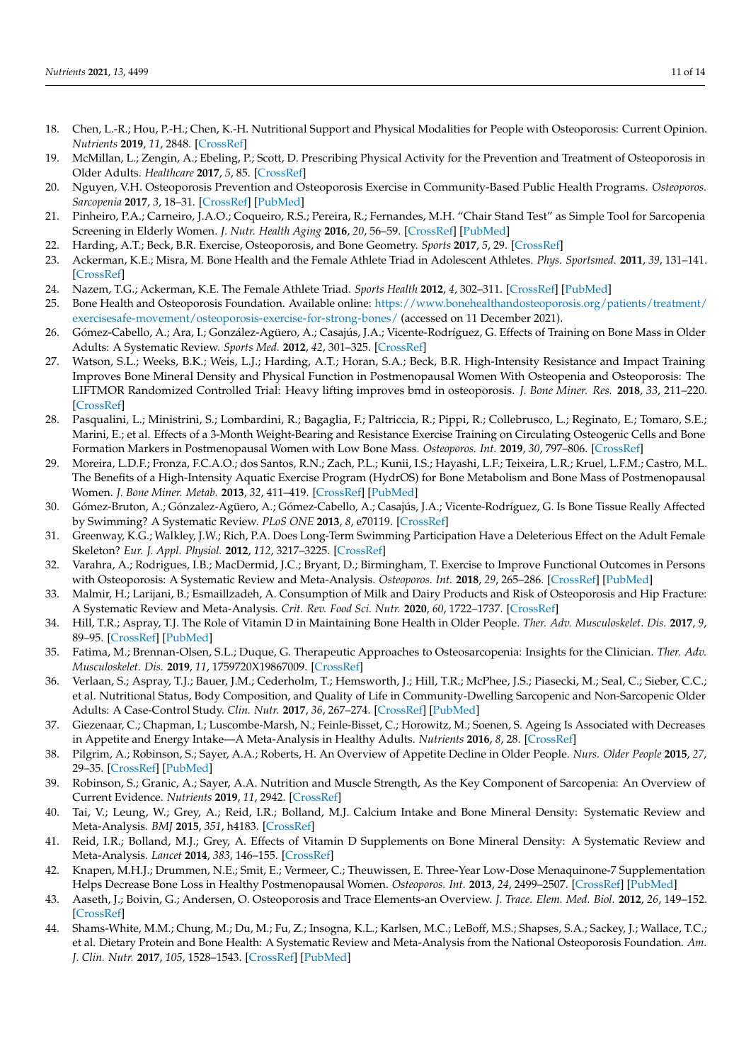18. Chen, L.-R.; Hou, P.-H.; Chen, K.-H. Nutritional Support and Physical Modalities for People with Osteoporosis: Current Opinion. *Nutrients* **2019**, *11*, 2848. [CrossRef]
19. McMillan, L.; Zengin, A.; Ebeling, P.; Scott, D. Prescribing Physical Activity for the Prevention and Treatment of Osteoporosis in Older Adults. *Healthcare* **2017**, *5*, 85. [CrossRef]
20. Nguyen, V.H. Osteoporosis Prevention and Osteoporosis Exercise in Community-Based Public Health Programs. *Osteoporos. Sarcopenia* **2017**, *3*, 18–31. [CrossRef] [PubMed]
21. Pinheiro, P.A.; Carneiro, J.A.O.; Coqueiro, R.S.; Pereira, R.; Fernandes, M.H. "Chair Stand Test" as Simple Tool for Sarcopenia Screening in Elderly Women. *J. Nutr. Health Aging* **2016**, *20*, 56–59. [CrossRef] [PubMed]
22. Harding, A.T.; Beck, B.R. Exercise, Osteoporosis, and Bone Geometry. *Sports* **2017**, *5*, 29. [CrossRef]
23. Ackerman, K.E.; Misra, M. Bone Health and the Female Athlete Triad in Adolescent Athletes. *Phys. Sportsmed.* **2011**, *39*, 131–141. [CrossRef]
24. Nazem, T.G.; Ackerman, K.E. The Female Athlete Triad. *Sports Health* **2012**, *4*, 302–311. [CrossRef] [PubMed]
25. Bone Health and Osteoporosis Foundation. Available online: https://www.bonehealthandosteoporosis.org/patients/treatment/exercisesafe-movement/osteoporosis-exercise-for-strong-bones/ (accessed on 11 December 2021).
26. Gómez-Cabello, A.; Ara, I.; González-Agüero, A.; Casajús, J.A.; Vicente-Rodríguez, G. Effects of Training on Bone Mass in Older Adults: A Systematic Review. *Sports Med.* **2012**, *42*, 301–325. [CrossRef]
27. Watson, S.L.; Weeks, B.K.; Weis, L.J.; Harding, A.T.; Horan, S.A.; Beck, B.R. High-Intensity Resistance and Impact Training Improves Bone Mineral Density and Physical Function in Postmenopausal Women With Osteopenia and Osteoporosis: The LIFTMOR Randomized Controlled Trial: Heavy lifting improves bmd in osteoporosis. *J. Bone Miner. Res.* **2018**, *33*, 211–220. [CrossRef]
28. Pasqualini, L.; Ministrini, S.; Lombardini, R.; Bagaglia, F.; Paltriccia, R.; Pippi, R.; Collebrusco, L.; Reginato, E.; Tomaro, S.E.; Marini, E.; et al. Effects of a 3-Month Weight-Bearing and Resistance Exercise Training on Circulating Osteogenic Cells and Bone Formation Markers in Postmenopausal Women with Low Bone Mass. *Osteoporos. Int.* **2019**, *30*, 797–806. [CrossRef]
29. Moreira, L.D.F.; Fronza, F.C.A.O.; dos Santos, R.N.; Zach, P.L.; Kunii, I.S.; Hayashi, L.F.; Teixeira, L.R.; Kruel, L.F.M.; Castro, M.L. The Benefits of a High-Intensity Aquatic Exercise Program (HydrOS) for Bone Metabolism and Bone Mass of Postmenopausal Women. *J. Bone Miner. Metab.* **2013**, *32*, 411–419. [CrossRef] [PubMed]
30. Gómez-Bruton, A.; Gónzalez-Agüero, A.; Gómez-Cabello, A.; Casajús, J.A.; Vicente-Rodríguez, G. Is Bone Tissue Really Affected by Swimming? A Systematic Review. *PLoS ONE* **2013**, *8*, e70119. [CrossRef]
31. Greenway, K.G.; Walkley, J.W.; Rich, P.A. Does Long-Term Swimming Participation Have a Deleterious Effect on the Adult Female Skeleton? *Eur. J. Appl. Physiol.* **2012**, *112*, 3217–3225. [CrossRef]
32. Varahra, A.; Rodrigues, I.B.; MacDermid, J.C.; Bryant, D.; Birmingham, T. Exercise to Improve Functional Outcomes in Persons with Osteoporosis: A Systematic Review and Meta-Analysis. *Osteoporos. Int.* **2018**, *29*, 265–286. [CrossRef] [PubMed]
33. Malmir, H.; Larijani, B.; Esmaillzadeh, A. Consumption of Milk and Dairy Products and Risk of Osteoporosis and Hip Fracture: A Systematic Review and Meta-Analysis. *Crit. Rev. Food Sci. Nutr.* **2020**, *60*, 1722–1737. [CrossRef]
34. Hill, T.R.; Aspray, T.J. The Role of Vitamin D in Maintaining Bone Health in Older People. *Ther. Adv. Musculoskelet. Dis.* **2017**, *9*, 89–95. [CrossRef] [PubMed]
35. Fatima, M.; Brennan-Olsen, S.L.; Duque, G. Therapeutic Approaches to Osteosarcopenia: Insights for the Clinician. *Ther. Adv. Musculoskelet. Dis.* **2019**, *11*, 1759720X19867009. [CrossRef]
36. Verlaan, S.; Aspray, T.J.; Bauer, J.M.; Cederholm, T.; Hemsworth, J.; Hill, T.R.; McPhee, J.S.; Piasecki, M.; Seal, C.; Sieber, C.C.; et al. Nutritional Status, Body Composition, and Quality of Life in Community-Dwelling Sarcopenic and Non-Sarcopenic Older Adults: A Case-Control Study. *Clin. Nutr.* **2017**, *36*, 267–274. [CrossRef] [PubMed]
37. Giezenaar, C.; Chapman, I.; Luscombe-Marsh, N.; Feinle-Bisset, C.; Horowitz, M.; Soenen, S. Ageing Is Associated with Decreases in Appetite and Energy Intake—A Meta-Analysis in Healthy Adults. *Nutrients* **2016**, *8*, 28. [CrossRef]
38. Pilgrim, A.; Robinson, S.; Sayer, A.A.; Roberts, H. An Overview of Appetite Decline in Older People. *Nurs. Older People* **2015**, *27*, 29–35. [CrossRef] [PubMed]
39. Robinson, S.; Granic, A.; Sayer, A.A. Nutrition and Muscle Strength, As the Key Component of Sarcopenia: An Overview of Current Evidence. *Nutrients* **2019**, *11*, 2942. [CrossRef]
40. Tai, V.; Leung, W.; Grey, A.; Reid, I.R.; Bolland, M.J. Calcium Intake and Bone Mineral Density: Systematic Review and Meta-Analysis. *BMJ* **2015**, *351*, h4183. [CrossRef]
41. Reid, I.R.; Bolland, M.J.; Grey, A. Effects of Vitamin D Supplements on Bone Mineral Density: A Systematic Review and Meta-Analysis. *Lancet* **2014**, *383*, 146–155. [CrossRef]
42. Knapen, M.H.J.; Drummen, N.E.; Smit, E.; Vermeer, C.; Theuwissen, E. Three-Year Low-Dose Menaquinone-7 Supplementation Helps Decrease Bone Loss in Healthy Postmenopausal Women. *Osteoporos. Int.* **2013**, *24*, 2499–2507. [CrossRef] [PubMed]
43. Aaseth, J.; Boivin, G.; Andersen, O. Osteoporosis and Trace Elements-an Overview. *J. Trace. Elem. Med. Biol.* **2012**, *26*, 149–152. [CrossRef]
44. Shams-White, M.M.; Chung, M.; Du, M.; Fu, Z.; Insogna, K.L.; Karlsen, M.C.; LeBoff, M.S.; Shapses, S.A.; Sackey, J.; Wallace, T.C.; et al. Dietary Protein and Bone Health: A Systematic Review and Meta-Analysis from the National Osteoporosis Foundation. *Am. J. Clin. Nutr.* **2017**, *105*, 1528–1543. [CrossRef] [PubMed]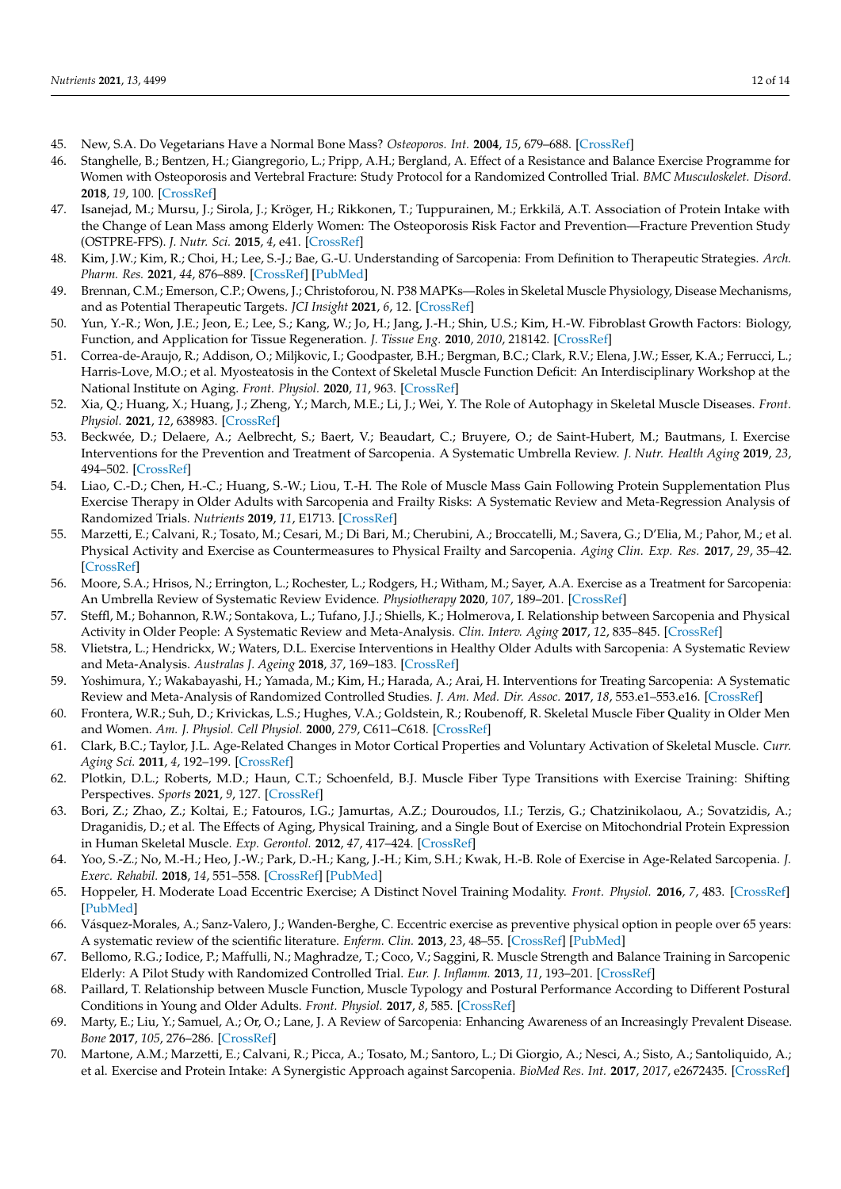45. New, S.A. Do Vegetarians Have a Normal Bone Mass? *Osteoporos. Int.* **2004**, *15*, 679–688. [CrossRef]
46. Stanghelle, B.; Bentzen, H.; Giangregorio, L.; Pripp, A.H.; Bergland, A. Effect of a Resistance and Balance Exercise Programme for Women with Osteoporosis and Vertebral Fracture: Study Protocol for a Randomized Controlled Trial. *BMC Musculoskelet. Disord.* **2018**, *19*, 100. [CrossRef]
47. Isanejad, M.; Mursu, J.; Sirola, J.; Kröger, H.; Rikkonen, T.; Tuppurainen, M.; Erkkilä, A.T. Association of Protein Intake with the Change of Lean Mass among Elderly Women: The Osteoporosis Risk Factor and Prevention—Fracture Prevention Study (OSTPRE-FPS). *J. Nutr. Sci.* **2015**, *4*, e41. [CrossRef]
48. Kim, J.W.; Kim, R.; Choi, H.; Lee, S.-J.; Bae, G.-U. Understanding of Sarcopenia: From Definition to Therapeutic Strategies. *Arch. Pharm. Res.* **2021**, *44*, 876–889. [CrossRef] [PubMed]
49. Brennan, C.M.; Emerson, C.P.; Owens, J.; Christoforou, N. P38 MAPKs—Roles in Skeletal Muscle Physiology, Disease Mechanisms, and as Potential Therapeutic Targets. *JCI Insight* **2021**, *6*, 12. [CrossRef]
50. Yun, Y.-R.; Won, J.E.; Jeon, E.; Lee, S.; Kang, W.; Jo, H.; Jang, J.-H.; Shin, U.S.; Kim, H.-W. Fibroblast Growth Factors: Biology, Function, and Application for Tissue Regeneration. *J. Tissue Eng.* **2010**, *2010*, 218142. [CrossRef]
51. Correa-de-Araujo, R.; Addison, O.; Miljkovic, I.; Goodpaster, B.H.; Bergman, B.C.; Clark, R.V.; Elena, J.W.; Esser, K.A.; Ferrucci, L.; Harris-Love, M.O.; et al. Myosteatosis in the Context of Skeletal Muscle Function Deficit: An Interdisciplinary Workshop at the National Institute on Aging. *Front. Physiol.* **2020**, *11*, 963. [CrossRef]
52. Xia, Q.; Huang, X.; Huang, J.; Zheng, Y.; March, M.E.; Li, J.; Wei, Y. The Role of Autophagy in Skeletal Muscle Diseases. *Front. Physiol.* **2021**, *12*, 638983. [CrossRef]
53. Beckwée, D.; Delaere, A.; Aelbrecht, S.; Baert, V.; Beaudart, C.; Bruyere, O.; de Saint-Hubert, M.; Bautmans, I. Exercise Interventions for the Prevention and Treatment of Sarcopenia. A Systematic Umbrella Review. *J. Nutr. Health Aging* **2019**, *23*, 494–502. [CrossRef]
54. Liao, C.-D.; Chen, H.-C.; Huang, S.-W.; Liou, T.-H. The Role of Muscle Mass Gain Following Protein Supplementation Plus Exercise Therapy in Older Adults with Sarcopenia and Frailty Risks: A Systematic Review and Meta-Regression Analysis of Randomized Trials. *Nutrients* **2019**, *11*, E1713. [CrossRef]
55. Marzetti, E.; Calvani, R.; Tosato, M.; Cesari, M.; Di Bari, M.; Cherubini, A.; Broccatelli, M.; Savera, G.; D'Elia, M.; Pahor, M.; et al. Physical Activity and Exercise as Countermeasures to Physical Frailty and Sarcopenia. *Aging Clin. Exp. Res.* **2017**, *29*, 35–42. [CrossRef]
56. Moore, S.A.; Hrisos, N.; Errington, L.; Rochester, L.; Rodgers, H.; Witham, M.; Sayer, A.A. Exercise as a Treatment for Sarcopenia: An Umbrella Review of Systematic Review Evidence. *Physiotherapy* **2020**, *107*, 189–201. [CrossRef]
57. Steffl, M.; Bohannon, R.W.; Sontakova, L.; Tufano, J.J.; Shiells, K.; Holmerova, I. Relationship between Sarcopenia and Physical Activity in Older People: A Systematic Review and Meta-Analysis. *Clin. Interv. Aging* **2017**, *12*, 835–845. [CrossRef]
58. Vlietstra, L.; Hendrickx, W.; Waters, D.L. Exercise Interventions in Healthy Older Adults with Sarcopenia: A Systematic Review and Meta-Analysis. *Australas J. Ageing* **2018**, *37*, 169–183. [CrossRef]
59. Yoshimura, Y.; Wakabayashi, H.; Yamada, M.; Kim, H.; Harada, A.; Arai, H. Interventions for Treating Sarcopenia: A Systematic Review and Meta-Analysis of Randomized Controlled Studies. *J. Am. Med. Dir. Assoc.* **2017**, *18*, 553.e1–553.e16. [CrossRef]
60. Frontera, W.R.; Suh, D.; Krivickas, L.S.; Hughes, V.A.; Goldstein, R.; Roubenoff, R. Skeletal Muscle Fiber Quality in Older Men and Women. *Am. J. Physiol. Cell Physiol.* **2000**, *279*, C611–C618. [CrossRef]
61. Clark, B.C.; Taylor, J.L. Age-Related Changes in Motor Cortical Properties and Voluntary Activation of Skeletal Muscle. *Curr. Aging Sci.* **2011**, *4*, 192–199. [CrossRef]
62. Plotkin, D.L.; Roberts, M.D.; Haun, C.T.; Schoenfeld, B.J. Muscle Fiber Type Transitions with Exercise Training: Shifting Perspectives. *Sports* **2021**, *9*, 127. [CrossRef]
63. Bori, Z.; Zhao, Z.; Koltai, E.; Fatouros, I.G.; Jamurtas, A.Z.; Douroudos, I.I.; Terzis, G.; Chatzinikolaou, A.; Sovatzidis, A.; Draganidis, D.; et al. The Effects of Aging, Physical Training, and a Single Bout of Exercise on Mitochondrial Protein Expression in Human Skeletal Muscle. *Exp. Gerontol.* **2012**, *47*, 417–424. [CrossRef]
64. Yoo, S.-Z.; No, M.-H.; Heo, J.-W.; Park, D.-H.; Kang, J.-H.; Kim, S.H.; Kwak, H.-B. Role of Exercise in Age-Related Sarcopenia. *J. Exerc. Rehabil.* **2018**, *14*, 551–558. [CrossRef] [PubMed]
65. Hoppeler, H. Moderate Load Eccentric Exercise; A Distinct Novel Training Modality. *Front. Physiol.* **2016**, *7*, 483. [CrossRef] [PubMed]
66. Vásquez-Morales, A.; Sanz-Valero, J.; Wanden-Berghe, C. Eccentric exercise as preventive physical option in people over 65 years: A systematic review of the scientific literature. *Enferm. Clin.* **2013**, *23*, 48–55. [CrossRef] [PubMed]
67. Bellomo, R.G.; Iodice, P.; Maffulli, N.; Maghradze, T.; Coco, V.; Saggini, R. Muscle Strength and Balance Training in Sarcopenic Elderly: A Pilot Study with Randomized Controlled Trial. *Eur. J. Inflamm.* **2013**, *11*, 193–201. [CrossRef]
68. Paillard, T. Relationship between Muscle Function, Muscle Typology and Postural Performance According to Different Postural Conditions in Young and Older Adults. *Front. Physiol.* **2017**, *8*, 585. [CrossRef]
69. Marty, E.; Liu, Y.; Samuel, A.; Or, O.; Lane, J. A Review of Sarcopenia: Enhancing Awareness of an Increasingly Prevalent Disease. *Bone* **2017**, *105*, 276–286. [CrossRef]
70. Martone, A.M.; Marzetti, E.; Calvani, R.; Picca, A.; Tosato, M.; Santoro, L.; Di Giorgio, A.; Nesci, A.; Sisto, A.; Santoliquido, A.; et al. Exercise and Protein Intake: A Synergistic Approach against Sarcopenia. *BioMed Res. Int.* **2017**, *2017*, e2672435. [CrossRef]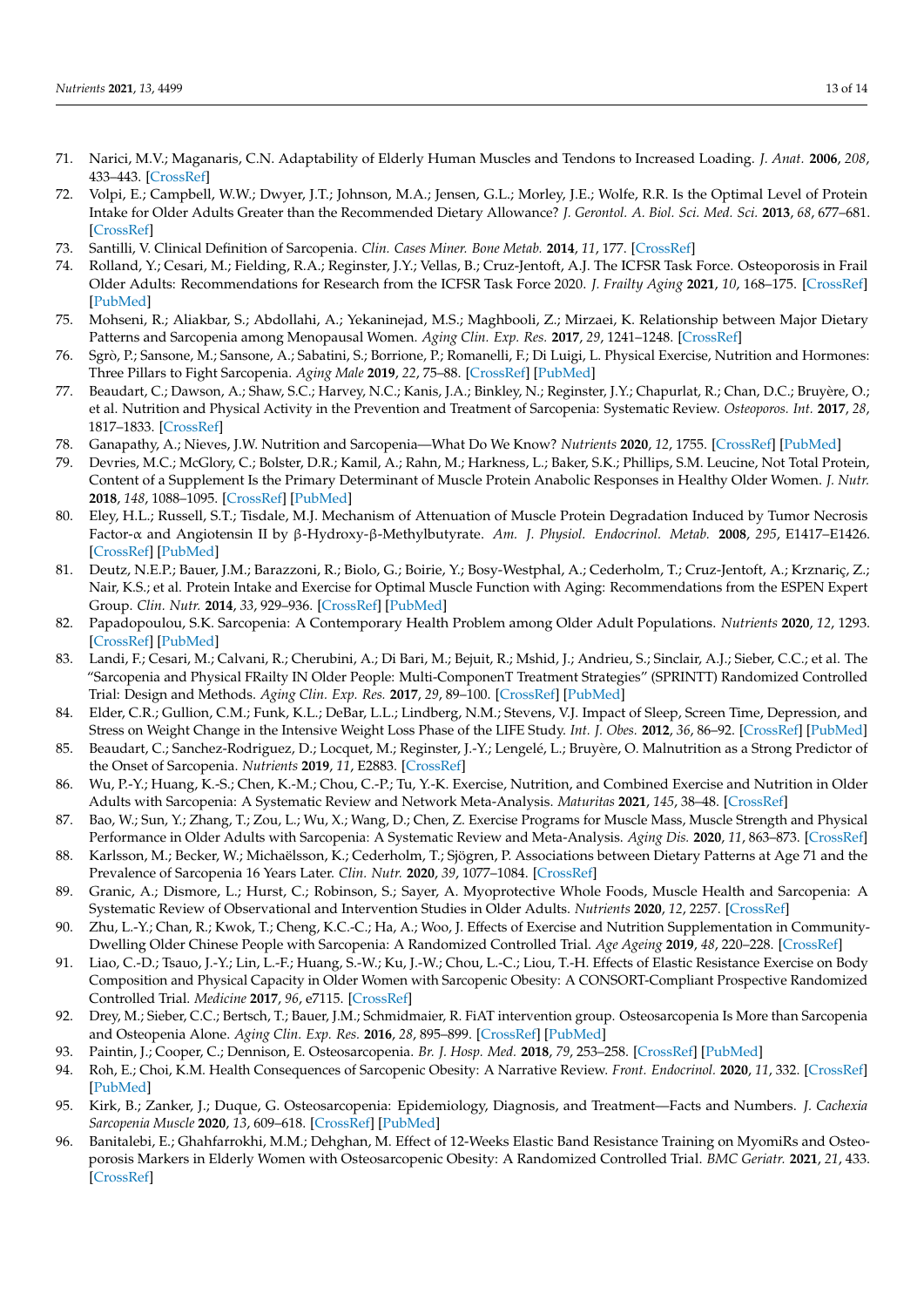71. Narici, M.V.; Maganaris, C.N. Adaptability of Elderly Human Muscles and Tendons to Increased Loading. *J. Anat.* **2006**, *208*, 433–443. [CrossRef]
72. Volpi, E.; Campbell, W.W.; Dwyer, J.T.; Johnson, M.A.; Jensen, G.L.; Morley, J.E.; Wolfe, R.R. Is the Optimal Level of Protein Intake for Older Adults Greater than the Recommended Dietary Allowance? *J. Gerontol. A. Biol. Sci. Med. Sci.* **2013**, *68*, 677–681. [CrossRef]
73. Santilli, V. Clinical Definition of Sarcopenia. *Clin. Cases Miner. Bone Metab.* **2014**, *11*, 177. [CrossRef]
74. Rolland, Y.; Cesari, M.; Fielding, R.A.; Reginster, J.Y.; Vellas, B.; Cruz-Jentoft, A.J. The ICFSR Task Force. Osteoporosis in Frail Older Adults: Recommendations for Research from the ICFSR Task Force 2020. *J. Frailty Aging* **2021**, *10*, 168–175. [CrossRef] [PubMed]
75. Mohseni, R.; Aliakbar, S.; Abdollahi, A.; Yekaninejad, M.S.; Maghbooli, Z.; Mirzaei, K. Relationship between Major Dietary Patterns and Sarcopenia among Menopausal Women. *Aging Clin. Exp. Res.* **2017**, *29*, 1241–1248. [CrossRef]
76. Sgrò, P.; Sansone, M.; Sansone, A.; Sabatini, S.; Borrione, P.; Romanelli, F.; Di Luigi, L. Physical Exercise, Nutrition and Hormones: Three Pillars to Fight Sarcopenia. *Aging Male* **2019**, *22*, 75–88. [CrossRef] [PubMed]
77. Beaudart, C.; Dawson, A.; Shaw, S.C.; Harvey, N.C.; Kanis, J.A.; Binkley, N.; Reginster, J.Y.; Chapurlat, R.; Chan, D.C.; Bruyère, O.; et al. Nutrition and Physical Activity in the Prevention and Treatment of Sarcopenia: Systematic Review. *Osteoporos. Int.* **2017**, *28*, 1817–1833. [CrossRef]
78. Ganapathy, A.; Nieves, J.W. Nutrition and Sarcopenia—What Do We Know? *Nutrients* **2020**, *12*, 1755. [CrossRef] [PubMed]
79. Devries, M.C.; McGlory, C.; Bolster, D.R.; Kamil, A.; Rahn, M.; Harkness, L.; Baker, S.K.; Phillips, S.M. Leucine, Not Total Protein, Content of a Supplement Is the Primary Determinant of Muscle Protein Anabolic Responses in Healthy Older Women. *J. Nutr.* **2018**, *148*, 1088–1095. [CrossRef] [PubMed]
80. Eley, H.L.; Russell, S.T.; Tisdale, M.J. Mechanism of Attenuation of Muscle Protein Degradation Induced by Tumor Necrosis Factor-α and Angiotensin II by β-Hydroxy-β-Methylbutyrate. *Am. J. Physiol. Endocrinol. Metab.* **2008**, *295*, E1417–E1426. [CrossRef] [PubMed]
81. Deutz, N.E.P.; Bauer, J.M.; Barazzoni, R.; Biolo, G.; Boirie, Y.; Bosy-Westphal, A.; Cederholm, T.; Cruz-Jentoft, A.; Krznariç, Z.; Nair, K.S.; et al. Protein Intake and Exercise for Optimal Muscle Function with Aging: Recommendations from the ESPEN Expert Group. *Clin. Nutr.* **2014**, *33*, 929–936. [CrossRef] [PubMed]
82. Papadopoulou, S.K. Sarcopenia: A Contemporary Health Problem among Older Adult Populations. *Nutrients* **2020**, *12*, 1293. [CrossRef] [PubMed]
83. Landi, F.; Cesari, M.; Calvani, R.; Cherubini, A.; Di Bari, M.; Bejuit, R.; Mshid, J.; Andrieu, S.; Sinclair, A.J.; Sieber, C.C.; et al. The "Sarcopenia and Physical FRailty IN Older People: Multi-ComponenT Treatment Strategies" (SPRINTT) Randomized Controlled Trial: Design and Methods. *Aging Clin. Exp. Res.* **2017**, *29*, 89–100. [CrossRef] [PubMed]
84. Elder, C.R.; Gullion, C.M.; Funk, K.L.; DeBar, L.L.; Lindberg, N.M.; Stevens, V.J. Impact of Sleep, Screen Time, Depression, and Stress on Weight Change in the Intensive Weight Loss Phase of the LIFE Study. *Int. J. Obes.* **2012**, *36*, 86–92. [CrossRef] [PubMed]
85. Beaudart, C.; Sanchez-Rodriguez, D.; Locquet, M.; Reginster, J.-Y.; Lengelé, L.; Bruyère, O. Malnutrition as a Strong Predictor of the Onset of Sarcopenia. *Nutrients* **2019**, *11*, E2883. [CrossRef]
86. Wu, P.-Y.; Huang, K.-S.; Chen, K.-M.; Chou, C.-P.; Tu, Y.-K. Exercise, Nutrition, and Combined Exercise and Nutrition in Older Adults with Sarcopenia: A Systematic Review and Network Meta-Analysis. *Maturitas* **2021**, *145*, 38–48. [CrossRef]
87. Bao, W.; Sun, Y.; Zhang, T.; Zou, L.; Wu, X.; Wang, D.; Chen, Z. Exercise Programs for Muscle Mass, Muscle Strength and Physical Performance in Older Adults with Sarcopenia: A Systematic Review and Meta-Analysis. *Aging Dis.* **2020**, *11*, 863–873. [CrossRef]
88. Karlsson, M.; Becker, W.; Michaëlsson, K.; Cederholm, T.; Sjögren, P. Associations between Dietary Patterns at Age 71 and the Prevalence of Sarcopenia 16 Years Later. *Clin. Nutr.* **2020**, *39*, 1077–1084. [CrossRef]
89. Granic, A.; Dismore, L.; Hurst, C.; Robinson, S.; Sayer, A. Myoprotective Whole Foods, Muscle Health and Sarcopenia: A Systematic Review of Observational and Intervention Studies in Older Adults. *Nutrients* **2020**, *12*, 2257. [CrossRef]
90. Zhu, L.-Y.; Chan, R.; Kwok, T.; Cheng, K.C.-C.; Ha, A.; Woo, J. Effects of Exercise and Nutrition Supplementation in Community-Dwelling Older Chinese People with Sarcopenia: A Randomized Controlled Trial. *Age Ageing* **2019**, *48*, 220–228. [CrossRef]
91. Liao, C.-D.; Tsauo, J.-Y.; Lin, L.-F.; Huang, S.-W.; Ku, J.-W.; Chou, L.-C.; Liou, T.-H. Effects of Elastic Resistance Exercise on Body Composition and Physical Capacity in Older Women with Sarcopenic Obesity: A CONSORT-Compliant Prospective Randomized Controlled Trial. *Medicine* **2017**, *96*, e7115. [CrossRef]
92. Drey, M.; Sieber, C.C.; Bertsch, T.; Bauer, J.M.; Schmidmaier, R. FiAT intervention group. Osteosarcopenia Is More than Sarcopenia and Osteopenia Alone. *Aging Clin. Exp. Res.* **2016**, *28*, 895–899. [CrossRef] [PubMed]
93. Paintin, J.; Cooper, C.; Dennison, E. Osteosarcopenia. *Br. J. Hosp. Med.* **2018**, *79*, 253–258. [CrossRef] [PubMed]
94. Roh, E.; Choi, K.M. Health Consequences of Sarcopenic Obesity: A Narrative Review. *Front. Endocrinol.* **2020**, *11*, 332. [CrossRef] [PubMed]
95. Kirk, B.; Zanker, J.; Duque, G. Osteosarcopenia: Epidemiology, Diagnosis, and Treatment—Facts and Numbers. *J. Cachexia Sarcopenia Muscle* **2020**, *13*, 609–618. [CrossRef] [PubMed]
96. Banitalebi, E.; Ghahfarrokhi, M.M.; Dehghan, M. Effect of 12-Weeks Elastic Band Resistance Training on MyomiRs and Osteoporosis Markers in Elderly Women with Osteosarcopenic Obesity: A Randomized Controlled Trial. *BMC Geriatr.* **2021**, *21*, 433. [CrossRef]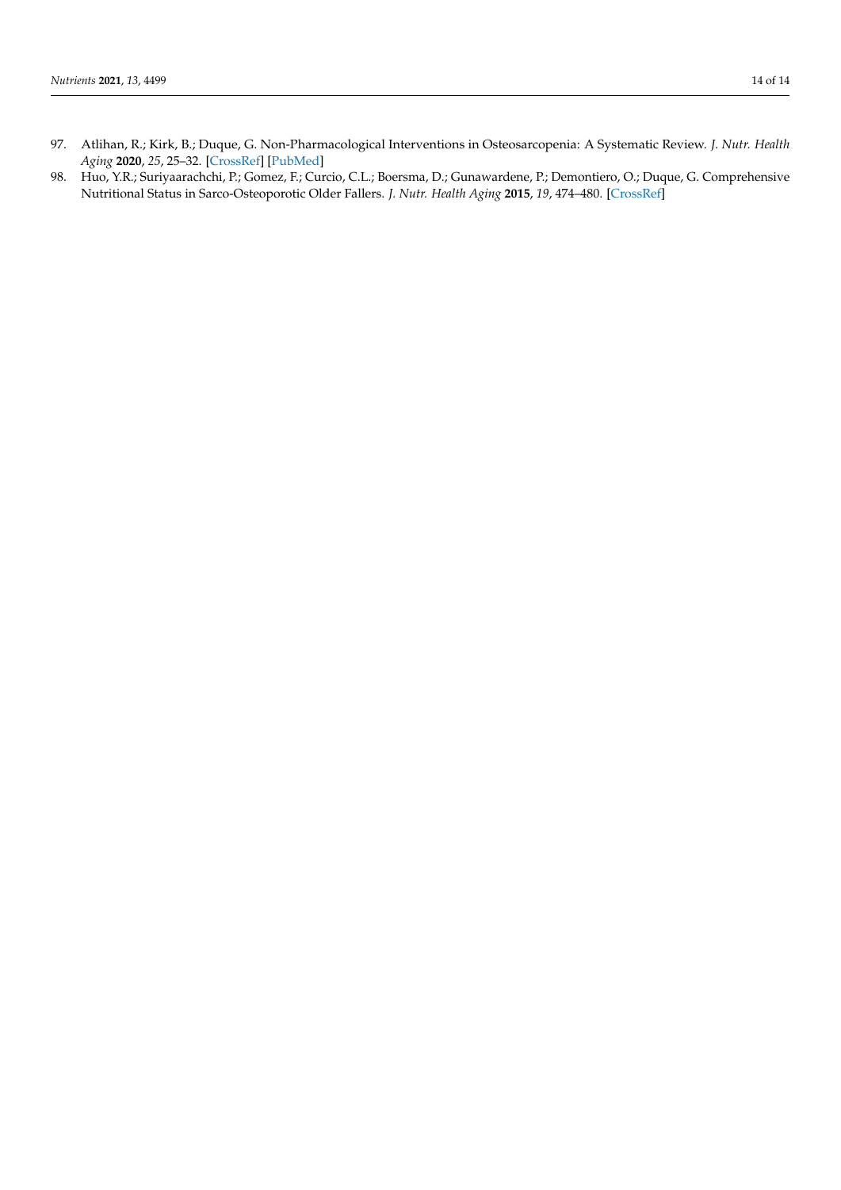97. Atlihan, R.; Kirk, B.; Duque, G. Non-Pharmacological Interventions in Osteosarcopenia: A Systematic Review. *J. Nutr. Health Aging* **2020**, *25*, 25–32. [CrossRef] [PubMed]
98. Huo, Y.R.; Suriyaarachchi, P.; Gomez, F.; Curcio, C.L.; Boersma, D.; Gunawardene, P.; Demontiero, O.; Duque, G. Comprehensive Nutritional Status in Sarco-Osteoporotic Older Fallers. *J. Nutr. Health Aging* **2015**, *19*, 474–480. [CrossRef]